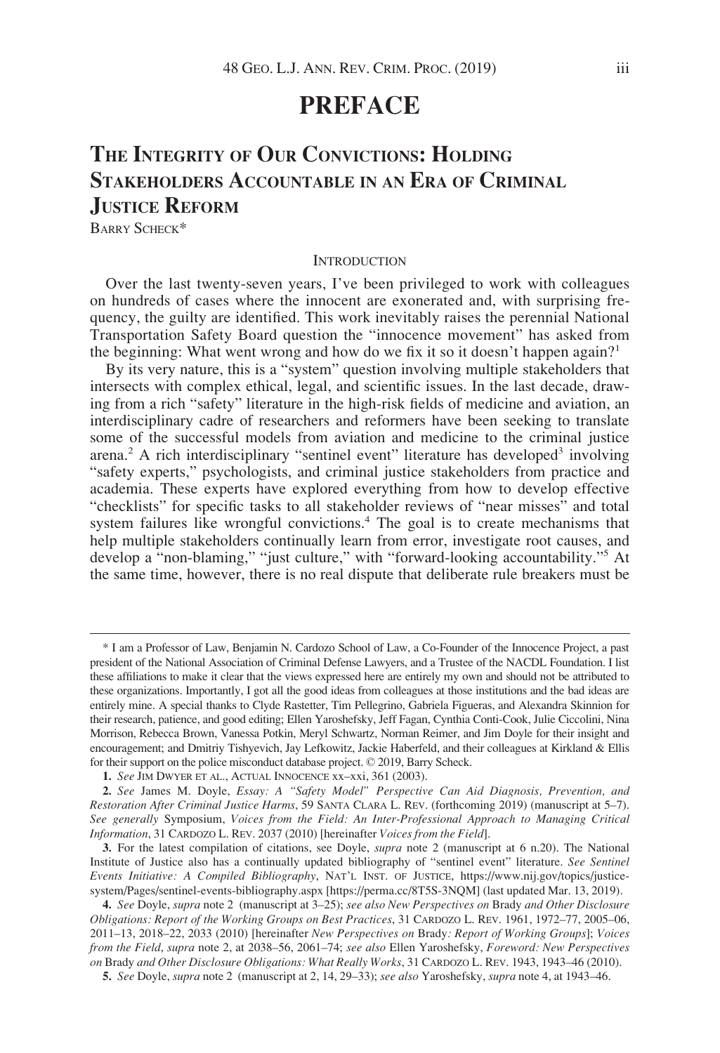# PREFACE

## The Integrity of Our Convictions: Holding Stakeholders Accountable in an Era of Criminal Justice Reform

Barry Scheck*

### Introduction

Over the last twenty-seven years, I've been privileged to work with colleagues on hundreds of cases where the innocent are exonerated and, with surprising frequency, the guilty are identified. This work inevitably raises the perennial National Transportation Safety Board question the "innocence movement" has asked from the beginning: What went wrong and how do we fix it so it doesn't happen again?[1]

By its very nature, this is a "system" question involving multiple stakeholders that intersects with complex ethical, legal, and scientific issues. In the last decade, drawing from a rich "safety" literature in the high-risk fields of medicine and aviation, an interdisciplinary cadre of researchers and reformers have been seeking to translate some of the successful models from aviation and medicine to the criminal justice arena.[2] A rich interdisciplinary "sentinel event" literature has developed[3] involving "safety experts," psychologists, and criminal justice stakeholders from practice and academia. These experts have explored everything from how to develop effective "checklists" for specific tasks to all stakeholder reviews of "near misses" and total system failures like wrongful convictions.[4] The goal is to create mechanisms that help multiple stakeholders continually learn from error, investigate root causes, and develop a "non-blaming," "just culture," with "forward-looking accountability."[5] At the same time, however, there is no real dispute that deliberate rule breakers must be

---

\* I am a Professor of Law, Benjamin N. Cardozo School of Law, a Co-Founder of the Innocence Project, a past president of the National Association of Criminal Defense Lawyers, and a Trustee of the NACDL Foundation. I list these affiliations to make it clear that the views expressed here are entirely my own and should not be attributed to these organizations. Importantly, I got all the good ideas from colleagues at those institutions and the bad ideas are entirely mine. A special thanks to Clyde Rastetter, Tim Pellegrino, Gabriela Figueras, and Alexandra Skinnion for their research, patience, and good editing; Ellen Yaroshefsky, Jeff Fagan, Cynthia Conti-Cook, Julie Ciccolini, Nina Morrison, Rebecca Brown, Vanessa Potkin, Meryl Schwartz, Norman Reimer, and Jim Doyle for their insight and encouragement; and Dmitriy Tishyevich, Jay Lefkowitz, Jackie Haberfeld, and their colleagues at Kirkland & Ellis for their support on the police misconduct database project. © 2019, Barry Scheck.

**1.** *See* Jim Dwyer et al., Actual Innocence xx–xxi, 361 (2003).

**2.** *See* James M. Doyle, *Essay: A "Safety Model" Perspective Can Aid Diagnosis, Prevention, and Restoration After Criminal Justice Harms*, 59 Santa Clara L. Rev. (forthcoming 2019) (manuscript at 5–7). *See generally* Symposium, *Voices from the Field: An Inter-Professional Approach to Managing Critical Information*, 31 Cardozo L. Rev. 2037 (2010) [hereinafter *Voices from the Field*].

**3.** For the latest compilation of citations, see Doyle, *supra* note 2 (manuscript at 6 n.20). The National Institute of Justice also has a continually updated bibliography of "sentinel event" literature. *See Sentinel Events Initiative: A Compiled Bibliography*, Nat'l Inst. of Justice, https://www.nij.gov/topics/justice-system/Pages/sentinel-events-bibliography.aspx [https://perma.cc/8T5S-3NQM] (last updated Mar. 13, 2019).

**4.** *See* Doyle, *supra* note 2 (manuscript at 3–25); *see also New Perspectives on* Brady *and Other Disclosure Obligations: Report of the Working Groups on Best Practices*, 31 Cardozo L. Rev. 1961, 1972–77, 2005–06, 2011–13, 2018–22, 2033 (2010) [hereinafter *New Perspectives on* Brady*: Report of Working Groups*]; *Voices from the Field*, *supra* note 2, at 2038–56, 2061–74; *see also* Ellen Yaroshefsky, *Foreword: New Perspectives on* Brady *and Other Disclosure Obligations: What Really Works*, 31 Cardozo L. Rev. 1943, 1943–46 (2010).

**5.** *See* Doyle, *supra* note 2 (manuscript at 2, 14, 29–33); *see also* Yaroshefsky, *supra* note 4, at 1943–46.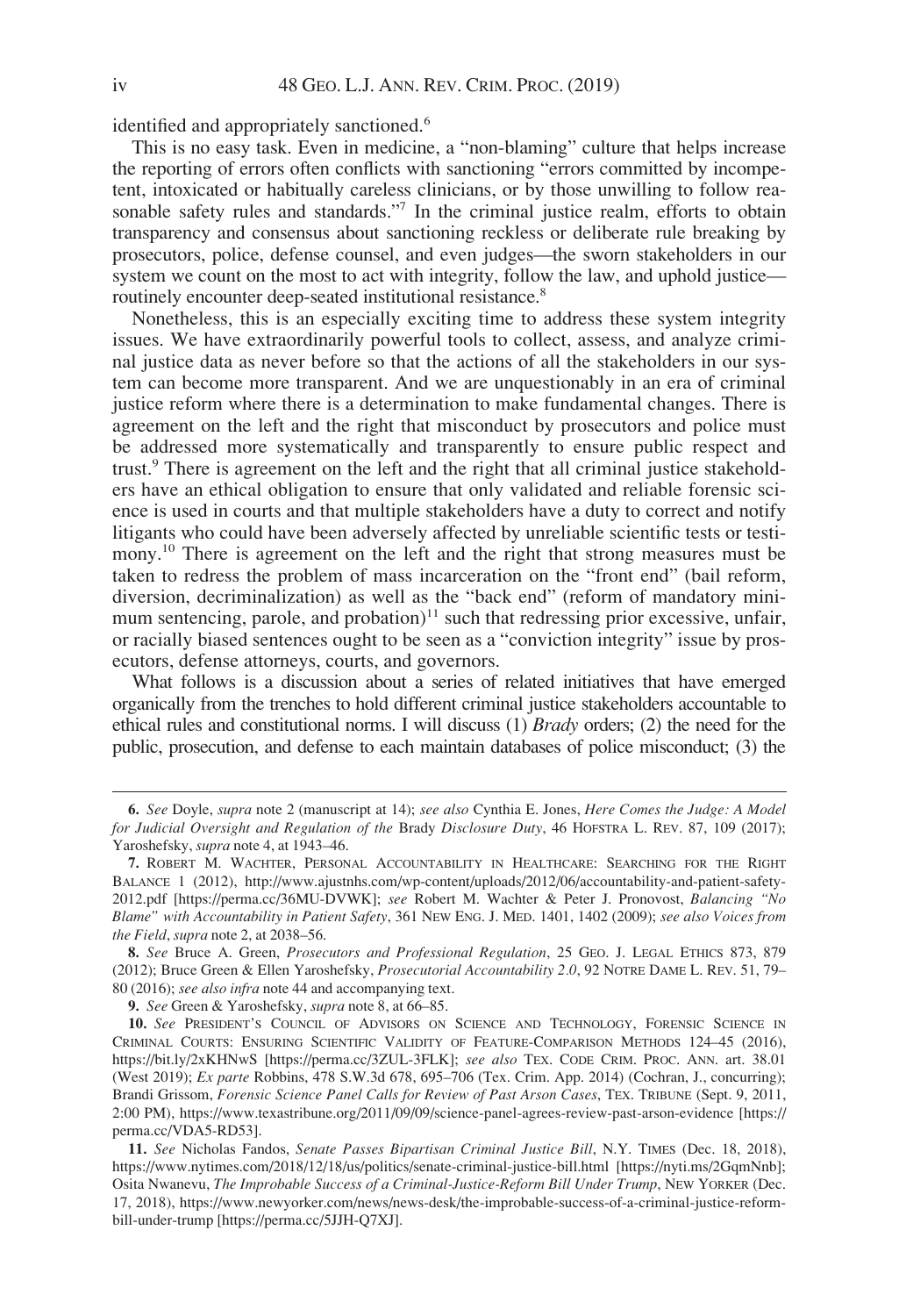identified and appropriately sanctioned.[6]

This is no easy task. Even in medicine, a "non-blaming" culture that helps increase the reporting of errors often conflicts with sanctioning "errors committed by incompetent, intoxicated or habitually careless clinicians, or by those unwilling to follow reasonable safety rules and standards."[7] In the criminal justice realm, efforts to obtain transparency and consensus about sanctioning reckless or deliberate rule breaking by prosecutors, police, defense counsel, and even judges—the sworn stakeholders in our system we count on the most to act with integrity, follow the law, and uphold justice—routinely encounter deep-seated institutional resistance.[8]

Nonetheless, this is an especially exciting time to address these system integrity issues. We have extraordinarily powerful tools to collect, assess, and analyze criminal justice data as never before so that the actions of all the stakeholders in our system can become more transparent. And we are unquestionably in an era of criminal justice reform where there is a determination to make fundamental changes. There is agreement on the left and the right that misconduct by prosecutors and police must be addressed more systematically and transparently to ensure public respect and trust.[9] There is agreement on the left and the right that all criminal justice stakeholders have an ethical obligation to ensure that only validated and reliable forensic science is used in courts and that multiple stakeholders have a duty to correct and notify litigants who could have been adversely affected by unreliable scientific tests or testimony.[10] There is agreement on the left and the right that strong measures must be taken to redress the problem of mass incarceration on the "front end" (bail reform, diversion, decriminalization) as well as the "back end" (reform of mandatory minimum sentencing, parole, and probation)[11] such that redressing prior excessive, unfair, or racially biased sentences ought to be seen as a "conviction integrity" issue by prosecutors, defense attorneys, courts, and governors.

What follows is a discussion about a series of related initiatives that have emerged organically from the trenches to hold different criminal justice stakeholders accountable to ethical rules and constitutional norms. I will discuss (1) *Brady* orders; (2) the need for the public, prosecution, and defense to each maintain databases of police misconduct; (3) the

---

**6.** *See* Doyle, *supra* note 2 (manuscript at 14); *see also* Cynthia E. Jones, *Here Comes the Judge: A Model for Judicial Oversight and Regulation of the* Brady *Disclosure Duty*, 46 HOFSTRA L. REV. 87, 109 (2017); Yaroshefsky, *supra* note 4, at 1943–46.

**7.** ROBERT M. WACHTER, PERSONAL ACCOUNTABILITY IN HEALTHCARE: SEARCHING FOR THE RIGHT BALANCE 1 (2012), http://www.ajustnhs.com/wp-content/uploads/2012/06/accountability-and-patient-safety-2012.pdf [https://perma.cc/36MU-DVWK]; *see* Robert M. Wachter & Peter J. Pronovost, *Balancing "No Blame" with Accountability in Patient Safety*, 361 NEW ENG. J. MED. 1401, 1402 (2009); *see also Voices from the Field*, *supra* note 2, at 2038–56.

**8.** *See* Bruce A. Green, *Prosecutors and Professional Regulation*, 25 GEO. J. LEGAL ETHICS 873, 879 (2012); Bruce Green & Ellen Yaroshefsky, *Prosecutorial Accountability 2.0*, 92 NOTRE DAME L. REV. 51, 79–80 (2016); *see also infra* note 44 and accompanying text.

**9.** *See* Green & Yaroshefsky, *supra* note 8, at 66–85.

**10.** *See* PRESIDENT'S COUNCIL OF ADVISORS ON SCIENCE AND TECHNOLOGY, FORENSIC SCIENCE IN CRIMINAL COURTS: ENSURING SCIENTIFIC VALIDITY OF FEATURE-COMPARISON METHODS 124–45 (2016), https://bit.ly/2xKHNwS [https://perma.cc/3ZUL-3FLK]; *see also* TEX. CODE CRIM. PROC. ANN. art. 38.01 (West 2019); *Ex parte* Robbins, 478 S.W.3d 678, 695–706 (Tex. Crim. App. 2014) (Cochran, J., concurring); Brandi Grissom, *Forensic Science Panel Calls for Review of Past Arson Cases*, TEX. TRIBUNE (Sept. 9, 2011, 2:00 PM), https://www.texastribune.org/2011/09/09/science-panel-agrees-review-past-arson-evidence [https://perma.cc/VDA5-RD53].

**11.** *See* Nicholas Fandos, *Senate Passes Bipartisan Criminal Justice Bill*, N.Y. TIMES (Dec. 18, 2018), https://www.nytimes.com/2018/12/18/us/politics/senate-criminal-justice-bill.html [https://nyti.ms/2GqmNnb]; Osita Nwanevu, *The Improbable Success of a Criminal-Justice-Reform Bill Under Trump*, NEW YORKER (Dec. 17, 2018), https://www.newyorker.com/news/news-desk/the-improbable-success-of-a-criminal-justice-reform-bill-under-trump [https://perma.cc/5JJH-Q7XJ].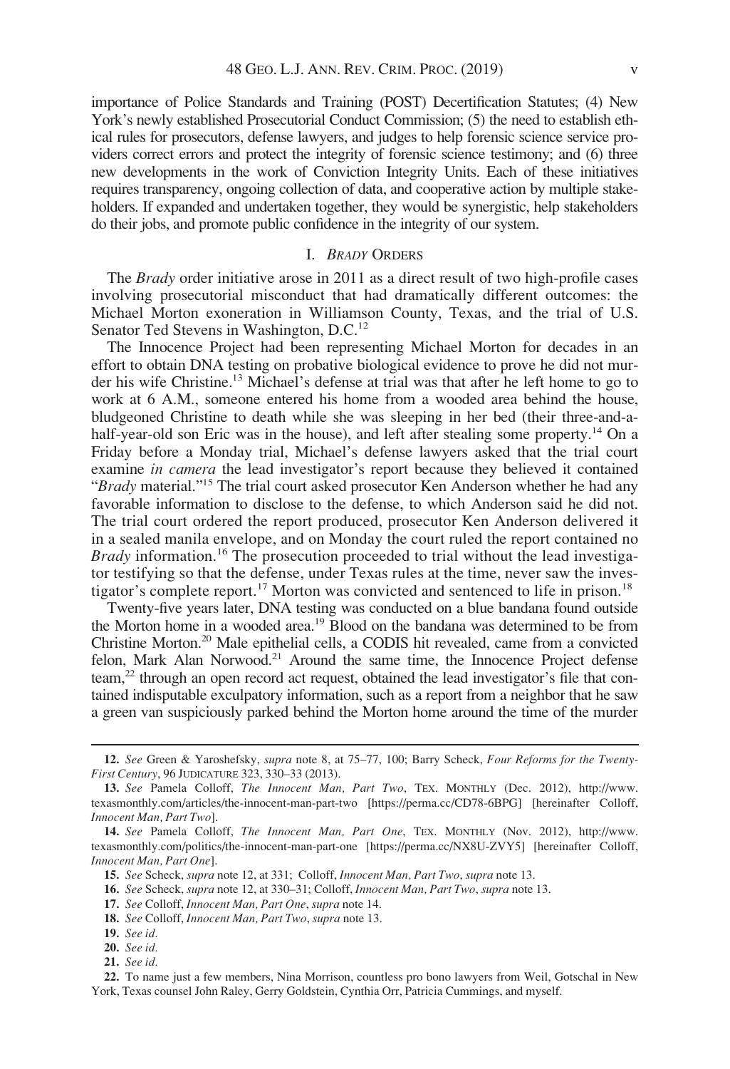importance of Police Standards and Training (POST) Decertification Statutes; (4) New York's newly established Prosecutorial Conduct Commission; (5) the need to establish ethical rules for prosecutors, defense lawyers, and judges to help forensic science service providers correct errors and protect the integrity of forensic science testimony; and (6) three new developments in the work of Conviction Integrity Units. Each of these initiatives requires transparency, ongoing collection of data, and cooperative action by multiple stakeholders. If expanded and undertaken together, they would be synergistic, help stakeholders do their jobs, and promote public confidence in the integrity of our system.

## I. *Brady* Orders

The *Brady* order initiative arose in 2011 as a direct result of two high-profile cases involving prosecutorial misconduct that had dramatically different outcomes: the Michael Morton exoneration in Williamson County, Texas, and the trial of U.S. Senator Ted Stevens in Washington, D.C.[12]

The Innocence Project had been representing Michael Morton for decades in an effort to obtain DNA testing on probative biological evidence to prove he did not murder his wife Christine.[13] Michael's defense at trial was that after he left home to go to work at 6 A.M., someone entered his home from a wooded area behind the house, bludgeoned Christine to death while she was sleeping in her bed (their three-and-a-half-year-old son Eric was in the house), and left after stealing some property.[14] On a Friday before a Monday trial, Michael's defense lawyers asked that the trial court examine *in camera* the lead investigator's report because they believed it contained "*Brady* material."[15] The trial court asked prosecutor Ken Anderson whether he had any favorable information to disclose to the defense, to which Anderson said he did not. The trial court ordered the report produced, prosecutor Ken Anderson delivered it in a sealed manila envelope, and on Monday the court ruled the report contained no *Brady* information.[16] The prosecution proceeded to trial without the lead investigator testifying so that the defense, under Texas rules at the time, never saw the investigator's complete report.[17] Morton was convicted and sentenced to life in prison.[18]

Twenty-five years later, DNA testing was conducted on a blue bandana found outside the Morton home in a wooded area.[19] Blood on the bandana was determined to be from Christine Morton.[20] Male epithelial cells, a CODIS hit revealed, came from a convicted felon, Mark Alan Norwood.[21] Around the same time, the Innocence Project defense team,[22] through an open record act request, obtained the lead investigator's file that contained indisputable exculpatory information, such as a report from a neighbor that he saw a green van suspiciously parked behind the Morton home around the time of the murder

---

12. *See* Green & Yaroshefsky, *supra* note 8, at 75–77, 100; Barry Scheck, *Four Reforms for the Twenty-First Century*, 96 JUDICATURE 323, 330–33 (2013).

13. *See* Pamela Colloff, *The Innocent Man, Part Two*, TEX. MONTHLY (Dec. 2012), http://www.texasmonthly.com/articles/the-innocent-man-part-two [https://perma.cc/CD78-6BPG] [hereinafter Colloff, *Innocent Man, Part Two*].

14. *See* Pamela Colloff, *The Innocent Man, Part One*, TEX. MONTHLY (Nov. 2012), http://www.texasmonthly.com/politics/the-innocent-man-part-one [https://perma.cc/NX8U-ZVY5] [hereinafter Colloff, *Innocent Man, Part One*].

15. *See* Scheck, *supra* note 12, at 331; Colloff, *Innocent Man, Part Two*, *supra* note 13.

16. *See* Scheck, *supra* note 12, at 330–31; Colloff, *Innocent Man, Part Two*, *supra* note 13.

17. *See* Colloff, *Innocent Man, Part One*, *supra* note 14.

18. *See* Colloff, *Innocent Man, Part Two*, *supra* note 13.

19. *See id.*

20. *See id.*

21. *See id.*

22. To name just a few members, Nina Morrison, countless pro bono lawyers from Weil, Gotschal in New York, Texas counsel John Raley, Gerry Goldstein, Cynthia Orr, Patricia Cummings, and myself.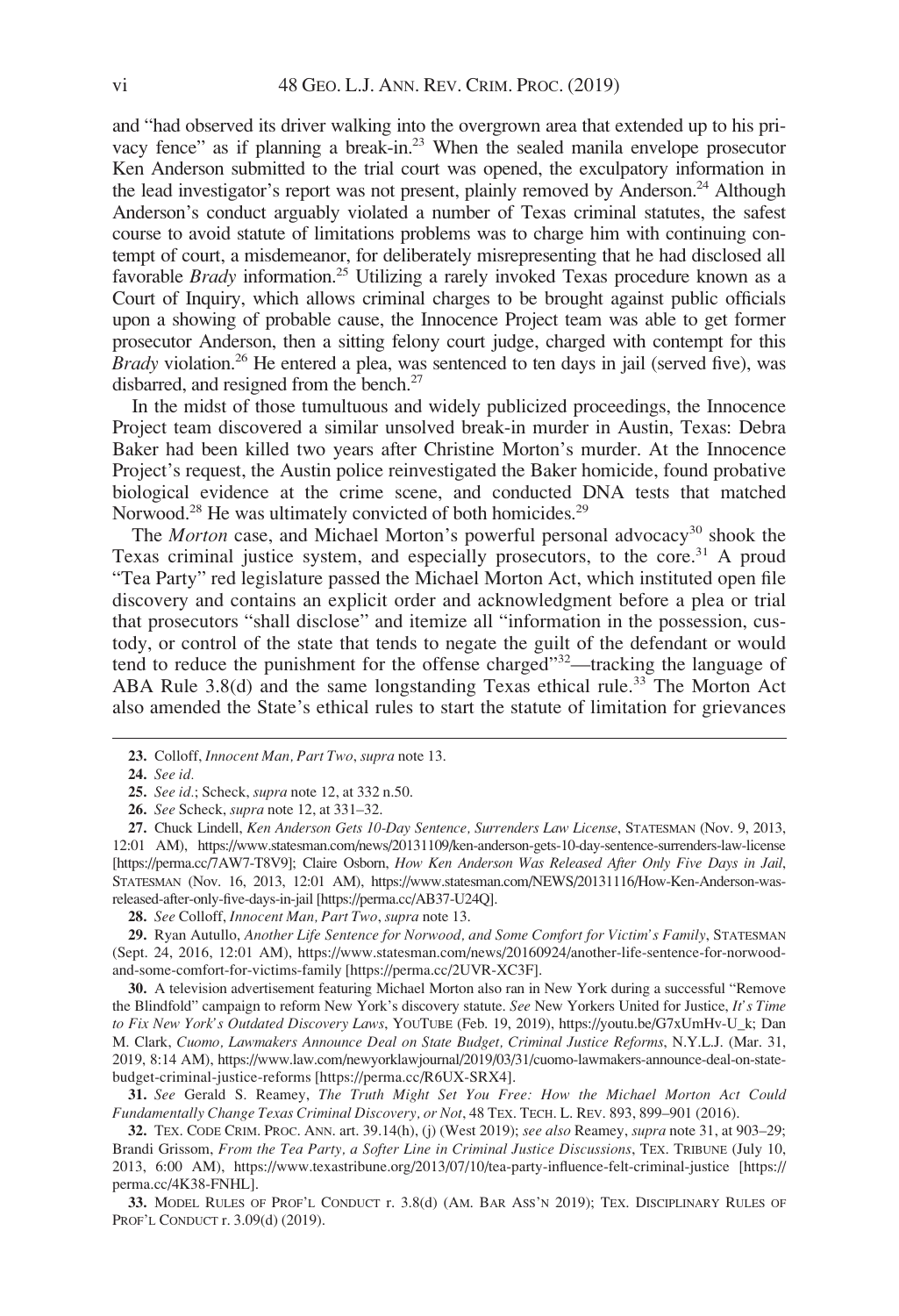and "had observed its driver walking into the overgrown area that extended up to his privacy fence" as if planning a break-in.[23] When the sealed manila envelope prosecutor Ken Anderson submitted to the trial court was opened, the exculpatory information in the lead investigator's report was not present, plainly removed by Anderson.[24] Although Anderson's conduct arguably violated a number of Texas criminal statutes, the safest course to avoid statute of limitations problems was to charge him with continuing contempt of court, a misdemeanor, for deliberately misrepresenting that he had disclosed all favorable *Brady* information.[25] Utilizing a rarely invoked Texas procedure known as a Court of Inquiry, which allows criminal charges to be brought against public officials upon a showing of probable cause, the Innocence Project team was able to get former prosecutor Anderson, then a sitting felony court judge, charged with contempt for this *Brady* violation.[26] He entered a plea, was sentenced to ten days in jail (served five), was disbarred, and resigned from the bench.[27]

In the midst of those tumultuous and widely publicized proceedings, the Innocence Project team discovered a similar unsolved break-in murder in Austin, Texas: Debra Baker had been killed two years after Christine Morton's murder. At the Innocence Project's request, the Austin police reinvestigated the Baker homicide, found probative biological evidence at the crime scene, and conducted DNA tests that matched Norwood.[28] He was ultimately convicted of both homicides.[29]

The *Morton* case, and Michael Morton's powerful personal advocacy[30] shook the Texas criminal justice system, and especially prosecutors, to the core.[31] A proud "Tea Party" red legislature passed the Michael Morton Act, which instituted open file discovery and contains an explicit order and acknowledgment before a plea or trial that prosecutors "shall disclose" and itemize all "information in the possession, custody, or control of the state that tends to negate the guilt of the defendant or would tend to reduce the punishment for the offense charged"[32]—tracking the language of ABA Rule 3.8(d) and the same longstanding Texas ethical rule.[33] The Morton Act also amended the State's ethical rules to start the statute of limitation for grievances

---

23. Colloff, *Innocent Man, Part Two*, *supra* note 13.

24. *See id.*

25. *See id.*; Scheck, *supra* note 12, at 332 n.50.

26. *See* Scheck, *supra* note 12, at 331–32.

27. Chuck Lindell, *Ken Anderson Gets 10-Day Sentence, Surrenders Law License*, STATESMAN (Nov. 9, 2013, 12:01 AM), https://www.statesman.com/news/20131109/ken-anderson-gets-10-day-sentence-surrenders-law-license [https://perma.cc/7AW7-T8V9]; Claire Osborn, *How Ken Anderson Was Released After Only Five Days in Jail*, STATESMAN (Nov. 16, 2013, 12:01 AM), https://www.statesman.com/NEWS/20131116/How-Ken-Anderson-was-released-after-only-five-days-in-jail [https://perma.cc/AB37-U24Q].

28. *See* Colloff, *Innocent Man, Part Two*, *supra* note 13.

29. Ryan Autullo, *Another Life Sentence for Norwood, and Some Comfort for Victim's Family*, STATESMAN (Sept. 24, 2016, 12:01 AM), https://www.statesman.com/news/20160924/another-life-sentence-for-norwood-and-some-comfort-for-victims-family [https://perma.cc/2UVR-XC3F].

30. A television advertisement featuring Michael Morton also ran in New York during a successful "Remove the Blindfold" campaign to reform New York's discovery statute. *See* New Yorkers United for Justice, *It's Time to Fix New York's Outdated Discovery Laws*, YOUTUBE (Feb. 19, 2019), https://youtu.be/G7xUmHv-U_k; Dan M. Clark, *Cuomo, Lawmakers Announce Deal on State Budget, Criminal Justice Reforms*, N.Y.L.J. (Mar. 31, 2019, 8:14 AM), https://www.law.com/newyorklawjournal/2019/03/31/cuomo-lawmakers-announce-deal-on-state-budget-criminal-justice-reforms [https://perma.cc/R6UX-SRX4].

31. *See* Gerald S. Reamey, *The Truth Might Set You Free: How the Michael Morton Act Could Fundamentally Change Texas Criminal Discovery, or Not*, 48 TEX. TECH. L. REV. 893, 899–901 (2016).

32. TEX. CODE CRIM. PROC. ANN. art. 39.14(h), (j) (West 2019); *see also* Reamey, *supra* note 31, at 903–29; Brandi Grissom, *From the Tea Party, a Softer Line in Criminal Justice Discussions*, TEX. TRIBUNE (July 10, 2013, 6:00 AM), https://www.texastribune.org/2013/07/10/tea-party-influence-felt-criminal-justice [https://perma.cc/4K38-FNHL].

33. MODEL RULES OF PROF'L CONDUCT r. 3.8(d) (AM. BAR ASS'N 2019); TEX. DISCIPLINARY RULES OF PROF'L CONDUCT r. 3.09(d) (2019).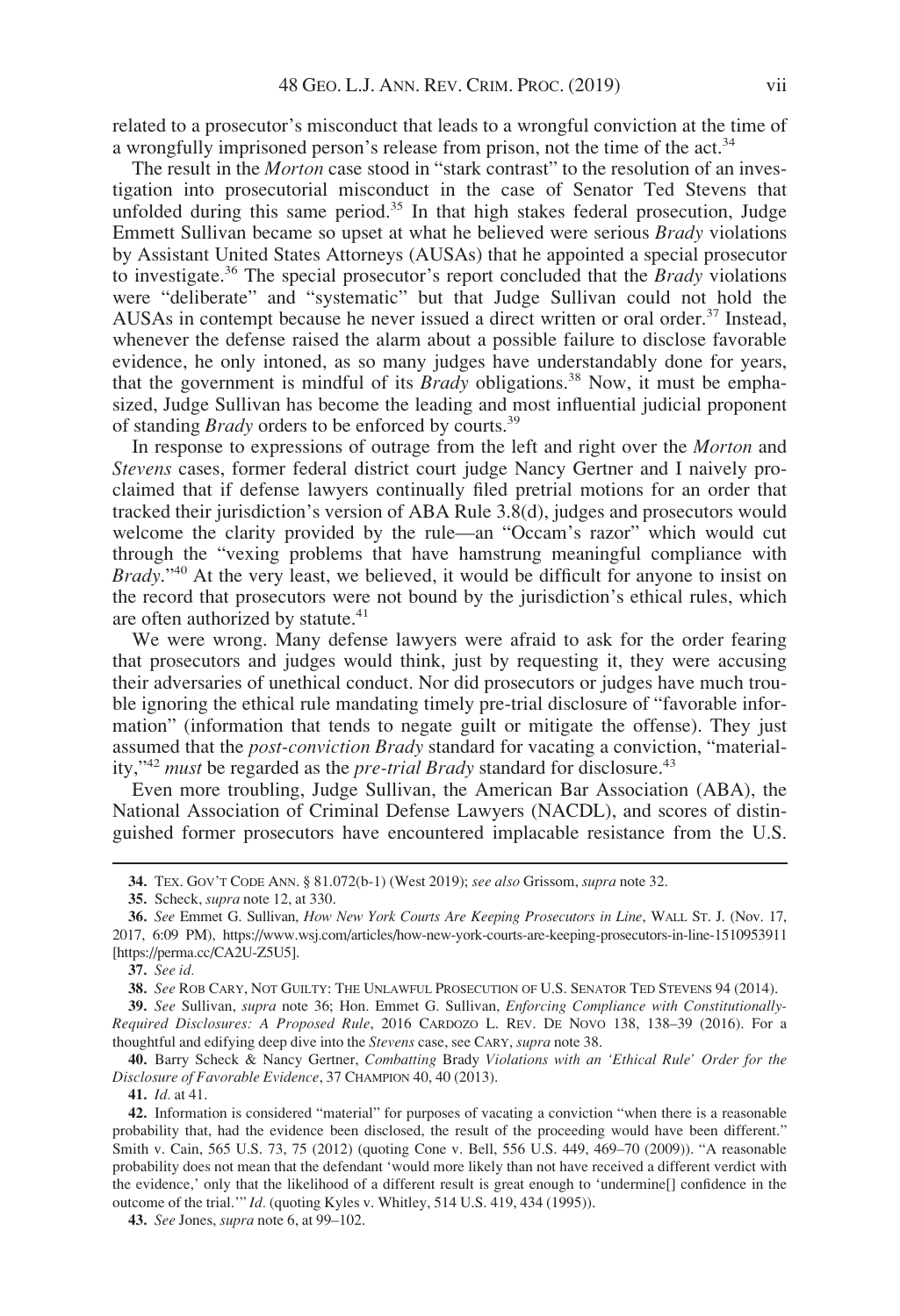related to a prosecutor's misconduct that leads to a wrongful conviction at the time of a wrongfully imprisoned person's release from prison, not the time of the act.[34]

The result in the *Morton* case stood in "stark contrast" to the resolution of an investigation into prosecutorial misconduct in the case of Senator Ted Stevens that unfolded during this same period.[35] In that high stakes federal prosecution, Judge Emmett Sullivan became so upset at what he believed were serious *Brady* violations by Assistant United States Attorneys (AUSAs) that he appointed a special prosecutor to investigate.[36] The special prosecutor's report concluded that the *Brady* violations were "deliberate" and "systematic" but that Judge Sullivan could not hold the AUSAs in contempt because he never issued a direct written or oral order.[37] Instead, whenever the defense raised the alarm about a possible failure to disclose favorable evidence, he only intoned, as so many judges have understandably done for years, that the government is mindful of its *Brady* obligations.[38] Now, it must be emphasized, Judge Sullivan has become the leading and most influential judicial proponent of standing *Brady* orders to be enforced by courts.[39]

In response to expressions of outrage from the left and right over the *Morton* and *Stevens* cases, former federal district court judge Nancy Gertner and I naively proclaimed that if defense lawyers continually filed pretrial motions for an order that tracked their jurisdiction's version of ABA Rule 3.8(d), judges and prosecutors would welcome the clarity provided by the rule—an "Occam's razor" which would cut through the "vexing problems that have hamstrung meaningful compliance with *Brady*."[40] At the very least, we believed, it would be difficult for anyone to insist on the record that prosecutors were not bound by the jurisdiction's ethical rules, which are often authorized by statute.[41]

We were wrong. Many defense lawyers were afraid to ask for the order fearing that prosecutors and judges would think, just by requesting it, they were accusing their adversaries of unethical conduct. Nor did prosecutors or judges have much trouble ignoring the ethical rule mandating timely pre-trial disclosure of "favorable information" (information that tends to negate guilt or mitigate the offense). They just assumed that the *post-conviction Brady* standard for vacating a conviction, "materiality,"[42] *must* be regarded as the *pre-trial Brady* standard for disclosure.[43]

Even more troubling, Judge Sullivan, the American Bar Association (ABA), the National Association of Criminal Defense Lawyers (NACDL), and scores of distinguished former prosecutors have encountered implacable resistance from the U.S.

---

**34.** TEX. GOV'T CODE ANN. § 81.072(b-1) (West 2019); *see also* Grissom, *supra* note 32.

**35.** Scheck, *supra* note 12, at 330.

**36.** *See* Emmet G. Sullivan, *How New York Courts Are Keeping Prosecutors in Line*, WALL ST. J. (Nov. 17, 2017, 6:09 PM), https://www.wsj.com/articles/how-new-york-courts-are-keeping-prosecutors-in-line-1510953911 [https://perma.cc/CA2U-Z5U5].

**37.** *See id.*

**38.** *See* ROB CARY, NOT GUILTY: THE UNLAWFUL PROSECUTION OF U.S. SENATOR TED STEVENS 94 (2014).

**39.** *See* Sullivan, *supra* note 36; Hon. Emmet G. Sullivan, *Enforcing Compliance with Constitutionally-Required Disclosures: A Proposed Rule*, 2016 CARDOZO L. REV. DE NOVO 138, 138–39 (2016). For a thoughtful and edifying deep dive into the *Stevens* case, see CARY, *supra* note 38.

**40.** Barry Scheck & Nancy Gertner, *Combatting* Brady *Violations with an 'Ethical Rule' Order for the Disclosure of Favorable Evidence*, 37 CHAMPION 40, 40 (2013).

**41.** *Id.* at 41.

**42.** Information is considered "material" for purposes of vacating a conviction "when there is a reasonable probability that, had the evidence been disclosed, the result of the proceeding would have been different." Smith v. Cain, 565 U.S. 73, 75 (2012) (quoting Cone v. Bell, 556 U.S. 449, 469–70 (2009)). "A reasonable probability does not mean that the defendant 'would more likely than not have received a different verdict with the evidence,' only that the likelihood of a different result is great enough to 'undermine[] confidence in the outcome of the trial.'" *Id.* (quoting Kyles v. Whitley, 514 U.S. 419, 434 (1995)).

**43.** *See* Jones, *supra* note 6, at 99–102.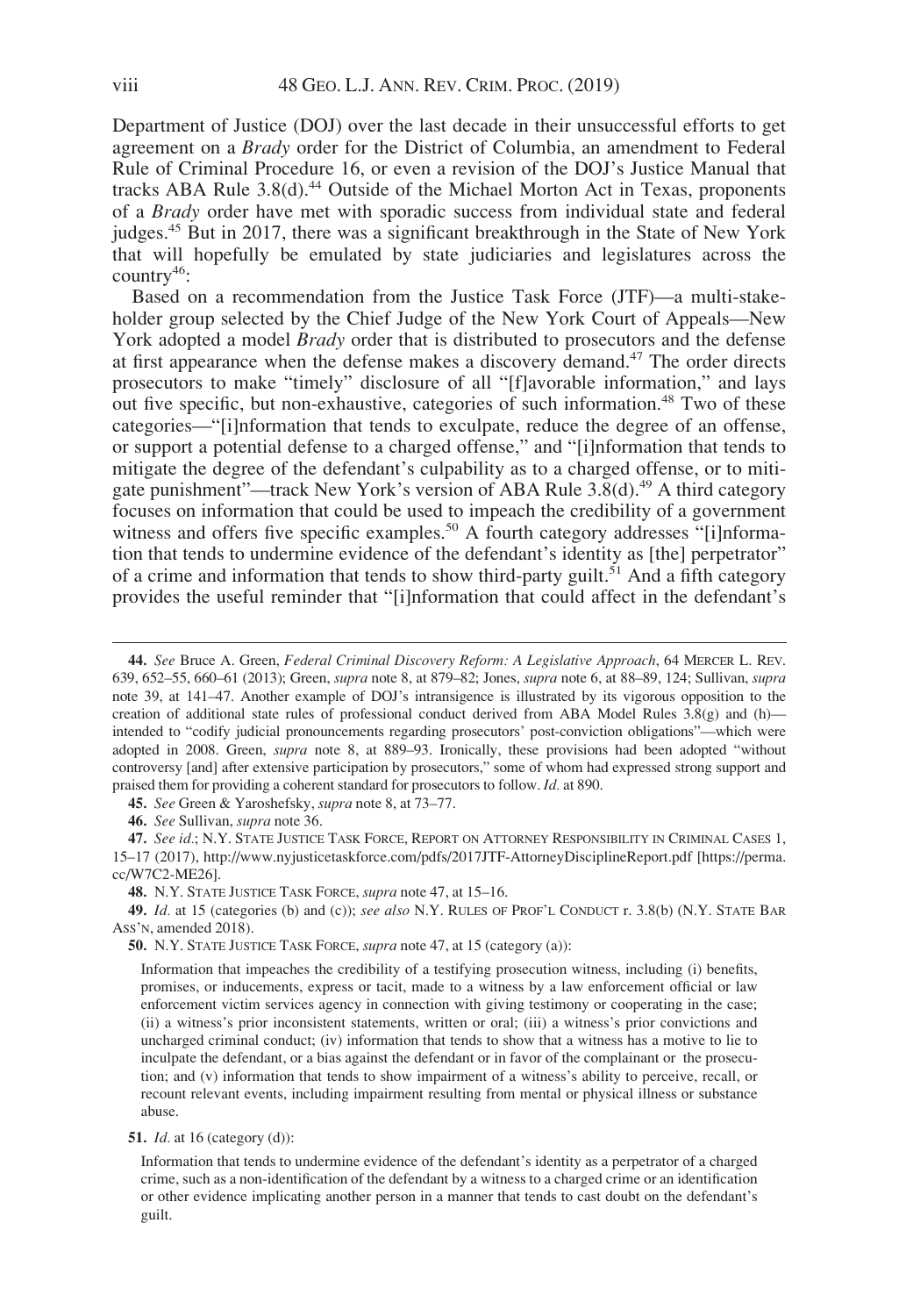Department of Justice (DOJ) over the last decade in their unsuccessful efforts to get agreement on a *Brady* order for the District of Columbia, an amendment to Federal Rule of Criminal Procedure 16, or even a revision of the DOJ's Justice Manual that tracks ABA Rule 3.8(d).[44] Outside of the Michael Morton Act in Texas, proponents of a *Brady* order have met with sporadic success from individual state and federal judges.[45] But in 2017, there was a significant breakthrough in the State of New York that will hopefully be emulated by state judiciaries and legislatures across the country[46]:

Based on a recommendation from the Justice Task Force (JTF)—a multi-stakeholder group selected by the Chief Judge of the New York Court of Appeals—New York adopted a model *Brady* order that is distributed to prosecutors and the defense at first appearance when the defense makes a discovery demand.[47] The order directs prosecutors to make "timely" disclosure of all "[f]avorable information," and lays out five specific, but non-exhaustive, categories of such information.[48] Two of these categories—"[i]nformation that tends to exculpate, reduce the degree of an offense, or support a potential defense to a charged offense," and "[i]nformation that tends to mitigate the degree of the defendant's culpability as to a charged offense, or to mitigate punishment"—track New York's version of ABA Rule 3.8(d).[49] A third category focuses on information that could be used to impeach the credibility of a government witness and offers five specific examples.[50] A fourth category addresses "[i]nformation that tends to undermine evidence of the defendant's identity as [the] perpetrator" of a crime and information that tends to show third-party guilt.[51] And a fifth category provides the useful reminder that "[i]nformation that could affect in the defendant's

---

**44.** *See* Bruce A. Green, *Federal Criminal Discovery Reform: A Legislative Approach*, 64 MERCER L. REV. 639, 652–55, 660–61 (2013); Green, *supra* note 8, at 879–82; Jones, *supra* note 6, at 88–89, 124; Sullivan, *supra* note 39, at 141–47. Another example of DOJ's intransigence is illustrated by its vigorous opposition to the creation of additional state rules of professional conduct derived from ABA Model Rules 3.8(g) and (h)—intended to "codify judicial pronouncements regarding prosecutors' post-conviction obligations"—which were adopted in 2008. Green, *supra* note 8, at 889–93. Ironically, these provisions had been adopted "without controversy [and] after extensive participation by prosecutors," some of whom had expressed strong support and praised them for providing a coherent standard for prosecutors to follow. *Id.* at 890.

**45.** *See* Green & Yaroshefsky, *supra* note 8, at 73–77.

**46.** *See* Sullivan, *supra* note 36.

**47.** *See id.*; N.Y. STATE JUSTICE TASK FORCE, REPORT ON ATTORNEY RESPONSIBILITY IN CRIMINAL CASES 1, 15–17 (2017), http://www.nyjusticetaskforce.com/pdfs/2017JTF-AttorneyDisciplineReport.pdf [https://perma.cc/W7C2-ME26].

**48.** N.Y. STATE JUSTICE TASK FORCE, *supra* note 47, at 15–16.

**49.** *Id.* at 15 (categories (b) and (c)); *see also* N.Y. RULES OF PROF'L CONDUCT r. 3.8(b) (N.Y. STATE BAR ASS'N, amended 2018).

**50.** N.Y. STATE JUSTICE TASK FORCE, *supra* note 47, at 15 (category (a)):

> Information that impeaches the credibility of a testifying prosecution witness, including (i) benefits, promises, or inducements, express or tacit, made to a witness by a law enforcement official or law enforcement victim services agency in connection with giving testimony or cooperating in the case; (ii) a witness's prior inconsistent statements, written or oral; (iii) a witness's prior convictions and uncharged criminal conduct; (iv) information that tends to show that a witness has a motive to lie to inculpate the defendant, or a bias against the defendant or in favor of the complainant or the prosecution; and (v) information that tends to show impairment of a witness's ability to perceive, recall, or recount relevant events, including impairment resulting from mental or physical illness or substance abuse.

**51.** *Id.* at 16 (category (d)):

> Information that tends to undermine evidence of the defendant's identity as a perpetrator of a charged crime, such as a non-identification of the defendant by a witness to a charged crime or an identification or other evidence implicating another person in a manner that tends to cast doubt on the defendant's guilt.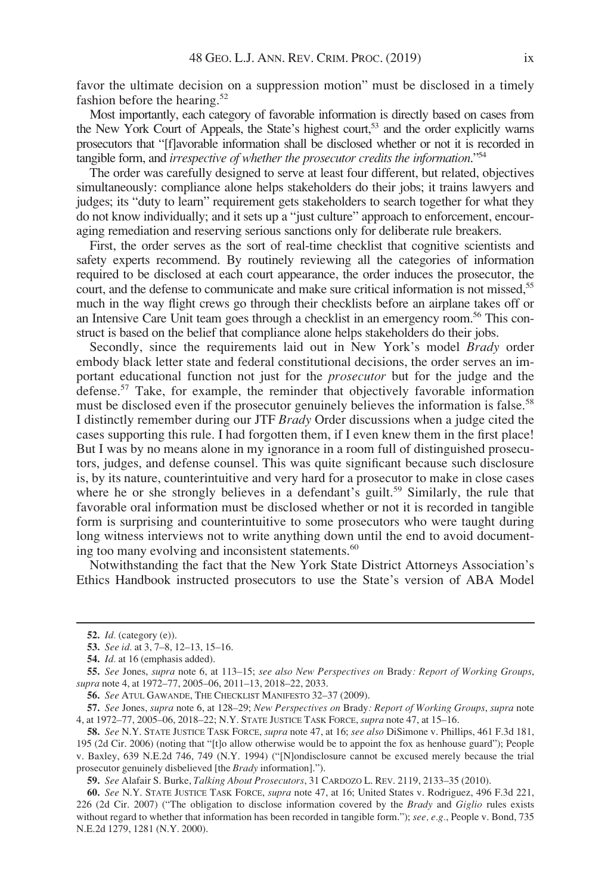favor the ultimate decision on a suppression motion" must be disclosed in a timely fashion before the hearing.[52]

Most importantly, each category of favorable information is directly based on cases from the New York Court of Appeals, the State's highest court,[53] and the order explicitly warns prosecutors that "[f]avorable information shall be disclosed whether or not it is recorded in tangible form, and *irrespective of whether the prosecutor credits the information*."[54]

The order was carefully designed to serve at least four different, but related, objectives simultaneously: compliance alone helps stakeholders do their jobs; it trains lawyers and judges; its "duty to learn" requirement gets stakeholders to search together for what they do not know individually; and it sets up a "just culture" approach to enforcement, encouraging remediation and reserving serious sanctions only for deliberate rule breakers.

First, the order serves as the sort of real-time checklist that cognitive scientists and safety experts recommend. By routinely reviewing all the categories of information required to be disclosed at each court appearance, the order induces the prosecutor, the court, and the defense to communicate and make sure critical information is not missed,[55] much in the way flight crews go through their checklists before an airplane takes off or an Intensive Care Unit team goes through a checklist in an emergency room.[56] This construct is based on the belief that compliance alone helps stakeholders do their jobs.

Secondly, since the requirements laid out in New York's model *Brady* order embody black letter state and federal constitutional decisions, the order serves an important educational function not just for the *prosecutor* but for the judge and the defense.[57] Take, for example, the reminder that objectively favorable information must be disclosed even if the prosecutor genuinely believes the information is false.[58] I distinctly remember during our JTF *Brady* Order discussions when a judge cited the cases supporting this rule. I had forgotten them, if I even knew them in the first place! But I was by no means alone in my ignorance in a room full of distinguished prosecutors, judges, and defense counsel. This was quite significant because such disclosure is, by its nature, counterintuitive and very hard for a prosecutor to make in close cases where he or she strongly believes in a defendant's guilt.[59] Similarly, the rule that favorable oral information must be disclosed whether or not it is recorded in tangible form is surprising and counterintuitive to some prosecutors who were taught during long witness interviews not to write anything down until the end to avoid documenting too many evolving and inconsistent statements.[60]

Notwithstanding the fact that the New York State District Attorneys Association's Ethics Handbook instructed prosecutors to use the State's version of ABA Model

---

52. *Id.* (category (e)).

53. *See id.* at 3, 7–8, 12–13, 15–16.

54. *Id.* at 16 (emphasis added).

55. *See* Jones, *supra* note 6, at 113–15; *see also New Perspectives on* Brady*: Report of Working Groups*, *supra* note 4, at 1972–77, 2005–06, 2011–13, 2018–22, 2033.

56. *See* ATUL GAWANDE, THE CHECKLIST MANIFESTO 32–37 (2009).

57. *See* Jones, *supra* note 6, at 128–29; *New Perspectives on* Brady*: Report of Working Groups*, *supra* note 4, at 1972–77, 2005–06, 2018–22; N.Y. STATE JUSTICE TASK FORCE, *supra* note 47, at 15–16.

58. *See* N.Y. STATE JUSTICE TASK FORCE, *supra* note 47, at 16; *see also* DiSimone v. Phillips, 461 F.3d 181, 195 (2d Cir. 2006) (noting that "[t]o allow otherwise would be to appoint the fox as henhouse guard"); People v. Baxley, 639 N.E.2d 746, 749 (N.Y. 1994) ("[N]ondisclosure cannot be excused merely because the trial prosecutor genuinely disbelieved [the *Brady* information].").

59. *See* Alafair S. Burke, *Talking About Prosecutors*, 31 CARDOZO L. REV. 2119, 2133–35 (2010).

60. *See* N.Y. STATE JUSTICE TASK FORCE, *supra* note 47, at 16; United States v. Rodriguez, 496 F.3d 221, 226 (2d Cir. 2007) ("The obligation to disclose information covered by the *Brady* and *Giglio* rules exists without regard to whether that information has been recorded in tangible form."); *see, e.g.*, People v. Bond, 735 N.E.2d 1279, 1281 (N.Y. 2000).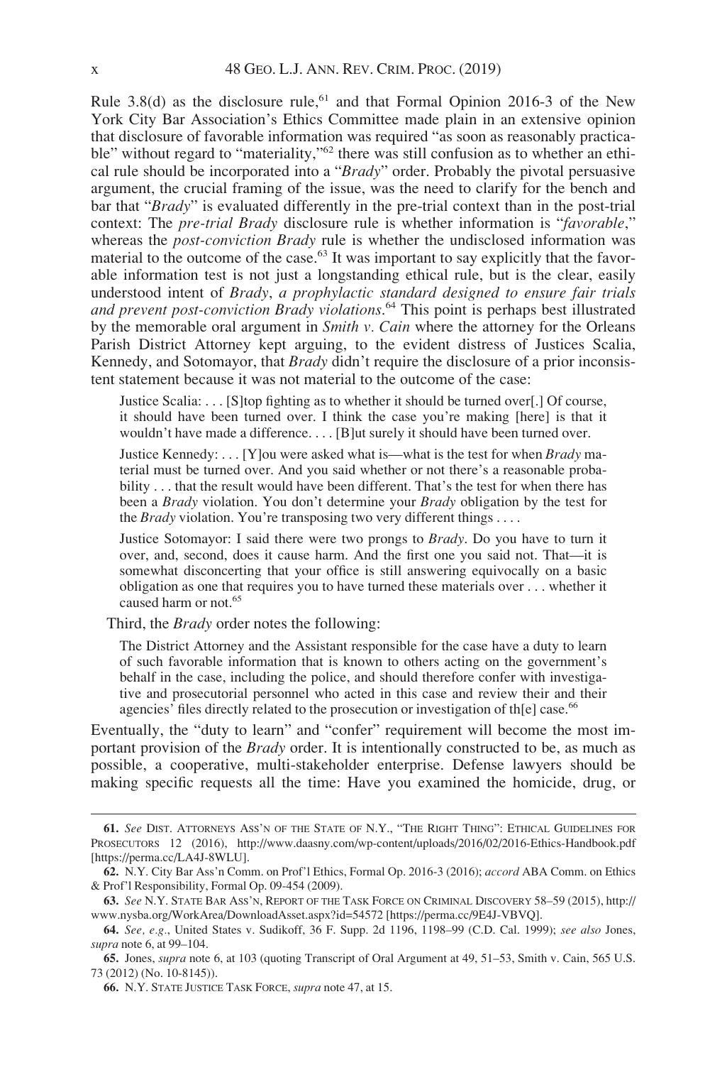Rule 3.8(d) as the disclosure rule,[61] and that Formal Opinion 2016-3 of the New York City Bar Association's Ethics Committee made plain in an extensive opinion that disclosure of favorable information was required "as soon as reasonably practicable" without regard to "materiality,"[62] there was still confusion as to whether an ethical rule should be incorporated into a "*Brady*" order. Probably the pivotal persuasive argument, the crucial framing of the issue, was the need to clarify for the bench and bar that "*Brady*" is evaluated differently in the pre-trial context than in the post-trial context: The *pre-trial Brady* disclosure rule is whether information is "*favorable*," whereas the *post-conviction Brady* rule is whether the undisclosed information was material to the outcome of the case.[63] It was important to say explicitly that the favorable information test is not just a longstanding ethical rule, but is the clear, easily understood intent of *Brady*, *a prophylactic standard designed to ensure fair trials and prevent post-conviction Brady violations*.[64] This point is perhaps best illustrated by the memorable oral argument in *Smith v. Cain* where the attorney for the Orleans Parish District Attorney kept arguing, to the evident distress of Justices Scalia, Kennedy, and Sotomayor, that *Brady* didn't require the disclosure of a prior inconsistent statement because it was not material to the outcome of the case:

> Justice Scalia: . . . [S]top fighting as to whether it should be turned over[.] Of course, it should have been turned over. I think the case you're making [here] is that it wouldn't have made a difference. . . . [B]ut surely it should have been turned over.
>
> Justice Kennedy: . . . [Y]ou were asked what is—what is the test for when *Brady* material must be turned over. And you said whether or not there's a reasonable probability . . . that the result would have been different. That's the test for when there has been a *Brady* violation. You don't determine your *Brady* obligation by the test for the *Brady* violation. You're transposing two very different things . . . .
>
> Justice Sotomayor: I said there were two prongs to *Brady*. Do you have to turn it over, and, second, does it cause harm. And the first one you said not. That—it is somewhat disconcerting that your office is still answering equivocally on a basic obligation as one that requires you to have turned these materials over . . . whether it caused harm or not.[65]

Third, the *Brady* order notes the following:

> The District Attorney and the Assistant responsible for the case have a duty to learn of such favorable information that is known to others acting on the government's behalf in the case, including the police, and should therefore confer with investigative and prosecutorial personnel who acted in this case and review their and their agencies' files directly related to the prosecution or investigation of th[e] case.[66]

Eventually, the "duty to learn" and "confer" requirement will become the most important provision of the *Brady* order. It is intentionally constructed to be, as much as possible, a cooperative, multi-stakeholder enterprise. Defense lawyers should be making specific requests all the time: Have you examined the homicide, drug, or

---

61. *See* DIST. ATTORNEYS ASS'N OF THE STATE OF N.Y., "THE RIGHT THING": ETHICAL GUIDELINES FOR PROSECUTORS 12 (2016), http://www.daasny.com/wp-content/uploads/2016/02/2016-Ethics-Handbook.pdf [https://perma.cc/LA4J-8WLU].

62. N.Y. City Bar Ass'n Comm. on Prof'l Ethics, Formal Op. 2016-3 (2016); *accord* ABA Comm. on Ethics & Prof'l Responsibility, Formal Op. 09-454 (2009).

63. *See* N.Y. STATE BAR ASS'N, REPORT OF THE TASK FORCE ON CRIMINAL DISCOVERY 58–59 (2015), http://www.nysba.org/WorkArea/DownloadAsset.aspx?id=54572 [https://perma.cc/9E4J-VBVQ].

64. *See, e.g.*, United States v. Sudikoff, 36 F. Supp. 2d 1196, 1198–99 (C.D. Cal. 1999); *see also* Jones, *supra* note 6, at 99–104.

65. Jones, *supra* note 6, at 103 (quoting Transcript of Oral Argument at 49, 51–53, Smith v. Cain, 565 U.S. 73 (2012) (No. 10-8145)).

66. N.Y. STATE JUSTICE TASK FORCE, *supra* note 47, at 15.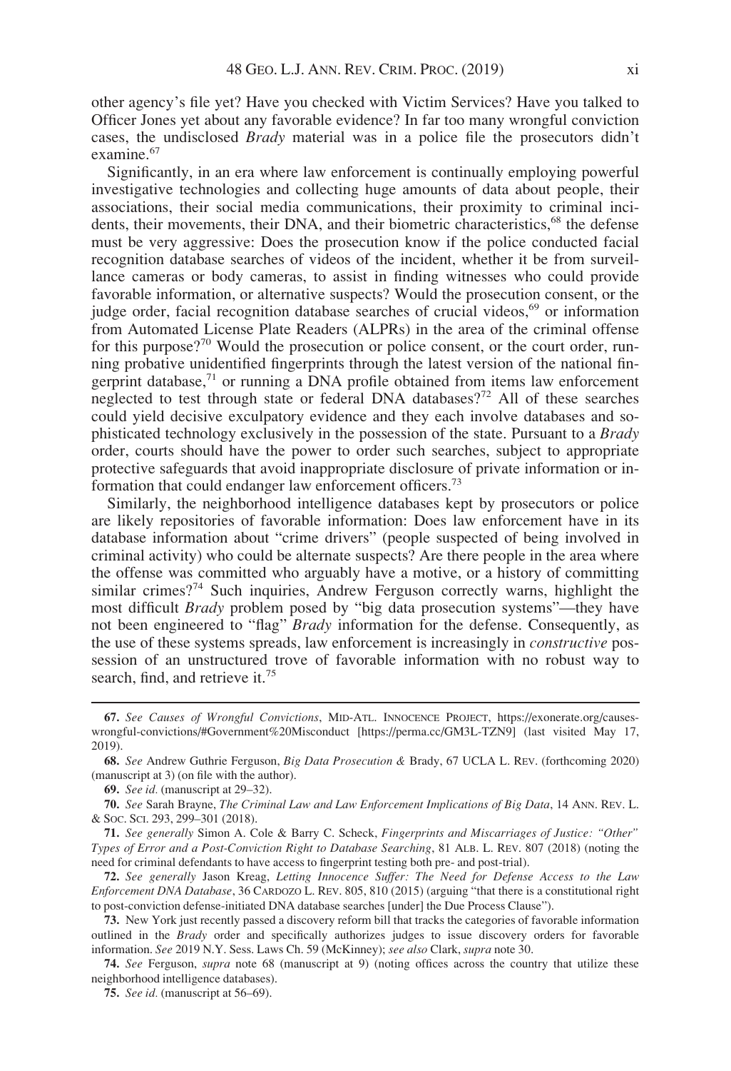other agency's file yet? Have you checked with Victim Services? Have you talked to Officer Jones yet about any favorable evidence? In far too many wrongful conviction cases, the undisclosed *Brady* material was in a police file the prosecutors didn't examine.[67]

Significantly, in an era where law enforcement is continually employing powerful investigative technologies and collecting huge amounts of data about people, their associations, their social media communications, their proximity to criminal incidents, their movements, their DNA, and their biometric characteristics,[68] the defense must be very aggressive: Does the prosecution know if the police conducted facial recognition database searches of videos of the incident, whether it be from surveillance cameras or body cameras, to assist in finding witnesses who could provide favorable information, or alternative suspects? Would the prosecution consent, or the judge order, facial recognition database searches of crucial videos,[69] or information from Automated License Plate Readers (ALPRs) in the area of the criminal offense for this purpose?[70] Would the prosecution or police consent, or the court order, running probative unidentified fingerprints through the latest version of the national fingerprint database,[71] or running a DNA profile obtained from items law enforcement neglected to test through state or federal DNA databases?[72] All of these searches could yield decisive exculpatory evidence and they each involve databases and sophisticated technology exclusively in the possession of the state. Pursuant to a *Brady* order, courts should have the power to order such searches, subject to appropriate protective safeguards that avoid inappropriate disclosure of private information or information that could endanger law enforcement officers.[73]

Similarly, the neighborhood intelligence databases kept by prosecutors or police are likely repositories of favorable information: Does law enforcement have in its database information about "crime drivers" (people suspected of being involved in criminal activity) who could be alternate suspects? Are there people in the area where the offense was committed who arguably have a motive, or a history of committing similar crimes?[74] Such inquiries, Andrew Ferguson correctly warns, highlight the most difficult *Brady* problem posed by "big data prosecution systems"—they have not been engineered to "flag" *Brady* information for the defense. Consequently, as the use of these systems spreads, law enforcement is increasingly in *constructive* possession of an unstructured trove of favorable information with no robust way to search, find, and retrieve it.[75]

---

**67.** *See Causes of Wrongful Convictions*, MID-ATL. INNOCENCE PROJECT, https://exonerate.org/causes-wrongful-convictions/#Government%20Misconduct [https://perma.cc/GM3L-TZN9] (last visited May 17, 2019).

**68.** *See* Andrew Guthrie Ferguson, *Big Data Prosecution &* Brady, 67 UCLA L. REV. (forthcoming 2020) (manuscript at 3) (on file with the author).

**69.** *See id.* (manuscript at 29–32).

**70.** *See* Sarah Brayne, *The Criminal Law and Law Enforcement Implications of Big Data*, 14 ANN. REV. L. & SOC. SCI. 293, 299–301 (2018).

**71.** *See generally* Simon A. Cole & Barry C. Scheck, *Fingerprints and Miscarriages of Justice: "Other" Types of Error and a Post-Conviction Right to Database Searching*, 81 ALB. L. REV. 807 (2018) (noting the need for criminal defendants to have access to fingerprint testing both pre- and post-trial).

**72.** *See generally* Jason Kreag, *Letting Innocence Suffer: The Need for Defense Access to the Law Enforcement DNA Database*, 36 CARDOZO L. REV. 805, 810 (2015) (arguing "that there is a constitutional right to post-conviction defense-initiated DNA database searches [under] the Due Process Clause").

**73.** New York just recently passed a discovery reform bill that tracks the categories of favorable information outlined in the *Brady* order and specifically authorizes judges to issue discovery orders for favorable information. *See* 2019 N.Y. Sess. Laws Ch. 59 (McKinney); *see also* Clark, *supra* note 30.

**74.** *See* Ferguson, *supra* note 68 (manuscript at 9) (noting offices across the country that utilize these neighborhood intelligence databases).

**75.** *See id.* (manuscript at 56–69).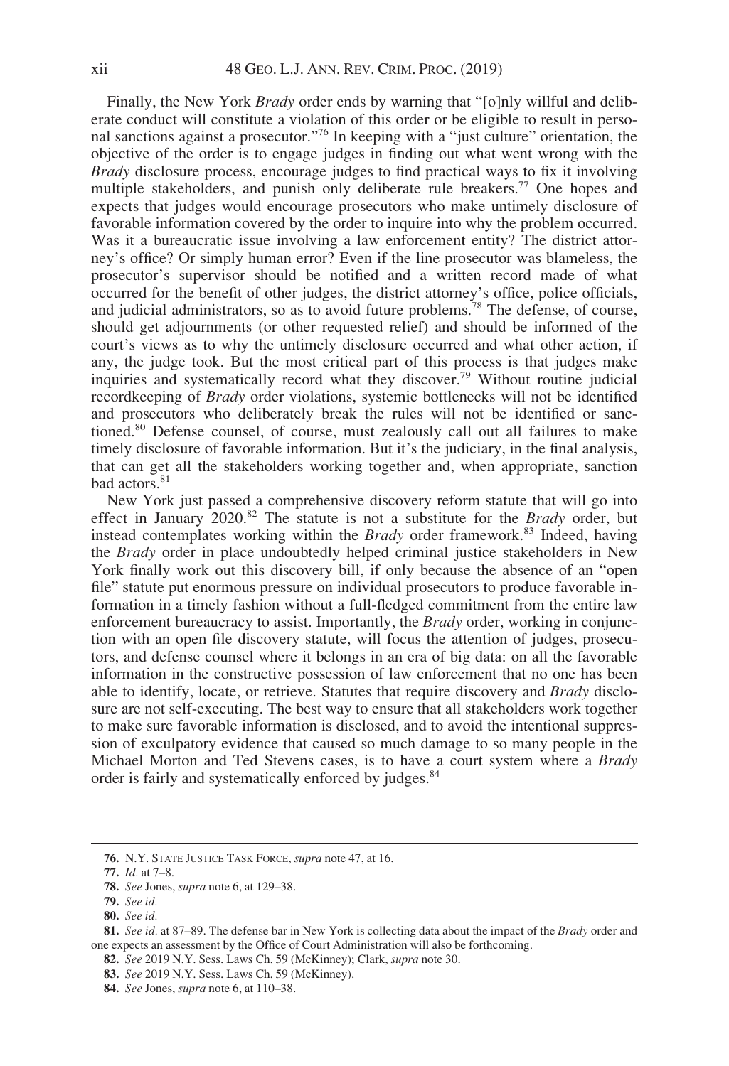Finally, the New York *Brady* order ends by warning that "[o]nly willful and deliberate conduct will constitute a violation of this order or be eligible to result in personal sanctions against a prosecutor."[76] In keeping with a "just culture" orientation, the objective of the order is to engage judges in finding out what went wrong with the *Brady* disclosure process, encourage judges to find practical ways to fix it involving multiple stakeholders, and punish only deliberate rule breakers.[77] One hopes and expects that judges would encourage prosecutors who make untimely disclosure of favorable information covered by the order to inquire into why the problem occurred. Was it a bureaucratic issue involving a law enforcement entity? The district attorney's office? Or simply human error? Even if the line prosecutor was blameless, the prosecutor's supervisor should be notified and a written record made of what occurred for the benefit of other judges, the district attorney's office, police officials, and judicial administrators, so as to avoid future problems.[78] The defense, of course, should get adjournments (or other requested relief) and should be informed of the court's views as to why the untimely disclosure occurred and what other action, if any, the judge took. But the most critical part of this process is that judges make inquiries and systematically record what they discover.[79] Without routine judicial recordkeeping of *Brady* order violations, systemic bottlenecks will not be identified and prosecutors who deliberately break the rules will not be identified or sanctioned.[80] Defense counsel, of course, must zealously call out all failures to make timely disclosure of favorable information. But it's the judiciary, in the final analysis, that can get all the stakeholders working together and, when appropriate, sanction bad actors.[81]

New York just passed a comprehensive discovery reform statute that will go into effect in January 2020.[82] The statute is not a substitute for the *Brady* order, but instead contemplates working within the *Brady* order framework.[83] Indeed, having the *Brady* order in place undoubtedly helped criminal justice stakeholders in New York finally work out this discovery bill, if only because the absence of an "open file" statute put enormous pressure on individual prosecutors to produce favorable information in a timely fashion without a full-fledged commitment from the entire law enforcement bureaucracy to assist. Importantly, the *Brady* order, working in conjunction with an open file discovery statute, will focus the attention of judges, prosecutors, and defense counsel where it belongs in an era of big data: on all the favorable information in the constructive possession of law enforcement that no one has been able to identify, locate, or retrieve. Statutes that require discovery and *Brady* disclosure are not self-executing. The best way to ensure that all stakeholders work together to make sure favorable information is disclosed, and to avoid the intentional suppression of exculpatory evidence that caused so much damage to so many people in the Michael Morton and Ted Stevens cases, is to have a court system where a *Brady* order is fairly and systematically enforced by judges.[84]

---

**76.** N.Y. State Justice Task Force, *supra* note 47, at 16.

**77.** *Id.* at 7–8.

**78.** *See* Jones, *supra* note 6, at 129–38.

**79.** *See id.*

**80.** *See id.*

**81.** *See id.* at 87–89. The defense bar in New York is collecting data about the impact of the *Brady* order and one expects an assessment by the Office of Court Administration will also be forthcoming.

**82.** *See* 2019 N.Y. Sess. Laws Ch. 59 (McKinney); Clark, *supra* note 30.

**83.** *See* 2019 N.Y. Sess. Laws Ch. 59 (McKinney).

**84.** *See* Jones, *supra* note 6, at 110–38.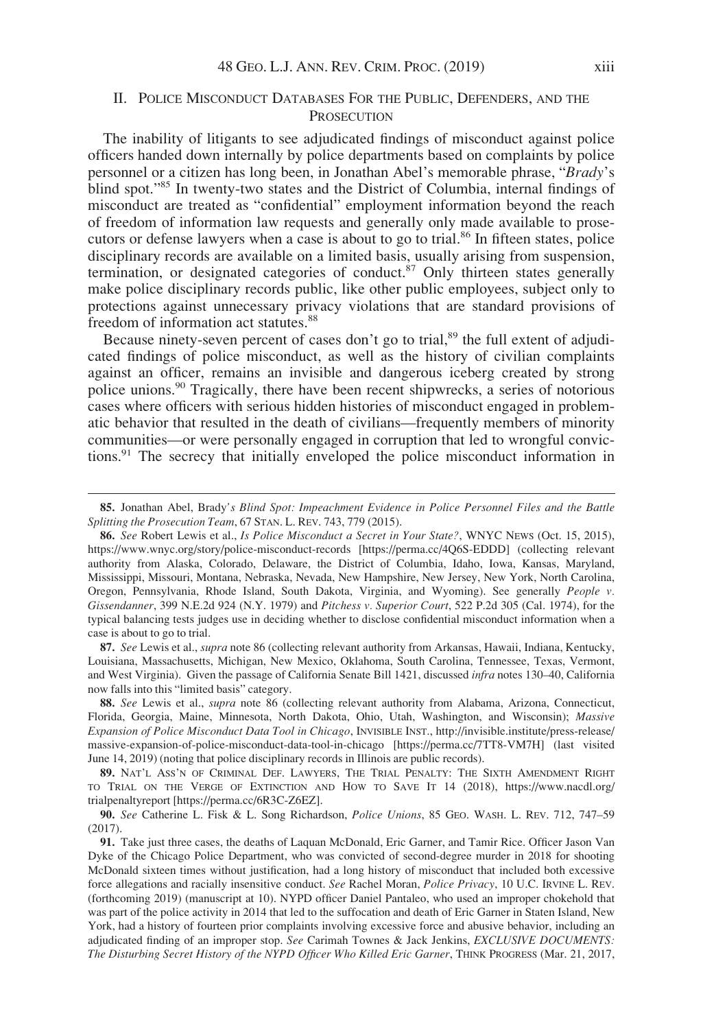## II. Police Misconduct Databases For the Public, Defenders, and the Prosecution

The inability of litigants to see adjudicated findings of misconduct against police officers handed down internally by police departments based on complaints by police personnel or a citizen has long been, in Jonathan Abel's memorable phrase, "*Brady*'s blind spot."[85] In twenty-two states and the District of Columbia, internal findings of misconduct are treated as "confidential" employment information beyond the reach of freedom of information law requests and generally only made available to prosecutors or defense lawyers when a case is about to go to trial.[86] In fifteen states, police disciplinary records are available on a limited basis, usually arising from suspension, termination, or designated categories of conduct.[87] Only thirteen states generally make police disciplinary records public, like other public employees, subject only to protections against unnecessary privacy violations that are standard provisions of freedom of information act statutes.[88]

Because ninety-seven percent of cases don't go to trial,[89] the full extent of adjudicated findings of police misconduct, as well as the history of civilian complaints against an officer, remains an invisible and dangerous iceberg created by strong police unions.[90] Tragically, there have been recent shipwrecks, a series of notorious cases where officers with serious hidden histories of misconduct engaged in problematic behavior that resulted in the death of civilians—frequently members of minority communities—or were personally engaged in corruption that led to wrongful convictions.[91] The secrecy that initially enveloped the police misconduct information in

---

**85.** Jonathan Abel, Brady*'s Blind Spot: Impeachment Evidence in Police Personnel Files and the Battle Splitting the Prosecution Team*, 67 Stan. L. Rev. 743, 779 (2015).

**86.** *See* Robert Lewis et al., *Is Police Misconduct a Secret in Your State?*, WNYC News (Oct. 15, 2015), https://www.wnyc.org/story/police-misconduct-records [https://perma.cc/4Q6S-EDDD] (collecting relevant authority from Alaska, Colorado, Delaware, the District of Columbia, Idaho, Iowa, Kansas, Maryland, Mississippi, Missouri, Montana, Nebraska, Nevada, New Hampshire, New Jersey, New York, North Carolina, Oregon, Pennsylvania, Rhode Island, South Dakota, Virginia, and Wyoming). See generally *People v. Gissendanner*, 399 N.E.2d 924 (N.Y. 1979) and *Pitchess v. Superior Court*, 522 P.2d 305 (Cal. 1974), for the typical balancing tests judges use in deciding whether to disclose confidential misconduct information when a case is about to go to trial.

**87.** *See* Lewis et al., *supra* note 86 (collecting relevant authority from Arkansas, Hawaii, Indiana, Kentucky, Louisiana, Massachusetts, Michigan, New Mexico, Oklahoma, South Carolina, Tennessee, Texas, Vermont, and West Virginia). Given the passage of California Senate Bill 1421, discussed *infra* notes 130–40, California now falls into this "limited basis" category.

**88.** *See* Lewis et al., *supra* note 86 (collecting relevant authority from Alabama, Arizona, Connecticut, Florida, Georgia, Maine, Minnesota, North Dakota, Ohio, Utah, Washington, and Wisconsin); *Massive Expansion of Police Misconduct Data Tool in Chicago*, Invisible Inst., http://invisible.institute/press-release/massive-expansion-of-police-misconduct-data-tool-in-chicago [https://perma.cc/7TT8-VM7H] (last visited June 14, 2019) (noting that police disciplinary records in Illinois are public records).

**89.** Nat'l Ass'n of Criminal Def. Lawyers, The Trial Penalty: The Sixth Amendment Right to Trial on the Verge of Extinction and How to Save It 14 (2018), https://www.nacdl.org/trialpenaltyreport [https://perma.cc/6R3C-Z6EZ].

**90.** *See* Catherine L. Fisk & L. Song Richardson, *Police Unions*, 85 Geo. Wash. L. Rev. 712, 747–59 (2017).

**91.** Take just three cases, the deaths of Laquan McDonald, Eric Garner, and Tamir Rice. Officer Jason Van Dyke of the Chicago Police Department, who was convicted of second-degree murder in 2018 for shooting McDonald sixteen times without justification, had a long history of misconduct that included both excessive force allegations and racially insensitive conduct. *See* Rachel Moran, *Police Privacy*, 10 U.C. Irvine L. Rev. (forthcoming 2019) (manuscript at 10). NYPD officer Daniel Pantaleo, who used an improper chokehold that was part of the police activity in 2014 that led to the suffocation and death of Eric Garner in Staten Island, New York, had a history of fourteen prior complaints involving excessive force and abusive behavior, including an adjudicated finding of an improper stop. *See* Carimah Townes & Jack Jenkins, *EXCLUSIVE DOCUMENTS: The Disturbing Secret History of the NYPD Officer Who Killed Eric Garner*, Think Progress (Mar. 21, 2017,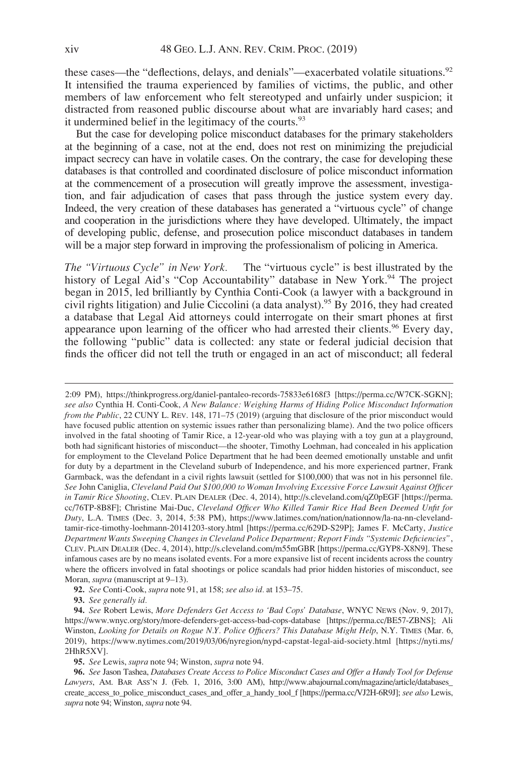these cases—the "deflections, delays, and denials"—exacerbated volatile situations.[92] It intensified the trauma experienced by families of victims, the public, and other members of law enforcement who felt stereotyped and unfairly under suspicion; it distracted from reasoned public discourse about what are invariably hard cases; and it undermined belief in the legitimacy of the courts.[93]

But the case for developing police misconduct databases for the primary stakeholders at the beginning of a case, not at the end, does not rest on minimizing the prejudicial impact secrecy can have in volatile cases. On the contrary, the case for developing these databases is that controlled and coordinated disclosure of police misconduct information at the commencement of a prosecution will greatly improve the assessment, investigation, and fair adjudication of cases that pass through the justice system every day. Indeed, the very creation of these databases has generated a "virtuous cycle" of change and cooperation in the jurisdictions where they have developed. Ultimately, the impact of developing public, defense, and prosecution police misconduct databases in tandem will be a major step forward in improving the professionalism of policing in America.

*The "Virtuous Cycle" in New York.* The "virtuous cycle" is best illustrated by the history of Legal Aid's "Cop Accountability" database in New York.[94] The project began in 2015, led brilliantly by Cynthia Conti-Cook (a lawyer with a background in civil rights litigation) and Julie Ciccolini (a data analyst).[95] By 2016, they had created a database that Legal Aid attorneys could interrogate on their smart phones at first appearance upon learning of the officer who had arrested their clients.[96] Every day, the following "public" data is collected: any state or federal judicial decision that finds the officer did not tell the truth or engaged in an act of misconduct; all federal

---

2:09 PM), https://thinkprogress.org/daniel-pantaleo-records-75833e6168f3 [https://perma.cc/W7CK-SGKN]; *see also* Cynthia H. Conti-Cook, *A New Balance: Weighing Harms of Hiding Police Misconduct Information from the Public*, 22 CUNY L. REV. 148, 171–75 (2019) (arguing that disclosure of the prior misconduct would have focused public attention on systemic issues rather than personalizing blame). And the two police officers involved in the fatal shooting of Tamir Rice, a 12-year-old who was playing with a toy gun at a playground, both had significant histories of misconduct—the shooter, Timothy Loehman, had concealed in his application for employment to the Cleveland Police Department that he had been deemed emotionally unstable and unfit for duty by a department in the Cleveland suburb of Independence, and his more experienced partner, Frank Garmback, was the defendant in a civil rights lawsuit (settled for $100,000) that was not in his personnel file. *See* John Caniglia, *Cleveland Paid Out $100,000 to Woman Involving Excessive Force Lawsuit Against Officer in Tamir Rice Shooting*, CLEV. PLAIN DEALER (Dec. 4, 2014), http://s.cleveland.com/qZ0pEGF [https://perma.cc/76TP-8B8F]; Christine Mai-Duc, *Cleveland Officer Who Killed Tamir Rice Had Been Deemed Unfit for Duty*, L.A. TIMES (Dec. 3, 2014, 5:38 PM), https://www.latimes.com/nation/nationnow/la-na-nn-cleveland-tamir-rice-timothy-loehmann-20141203-story.html [https://perma.cc/629D-S29P]; James F. McCarty, *Justice Department Wants Sweeping Changes in Cleveland Police Department; Report Finds "Systemic Deficiencies"*, CLEV. PLAIN DEALER (Dec. 4, 2014), http://s.cleveland.com/m55mGBR [https://perma.cc/GYP8-X8N9]. These infamous cases are by no means isolated events. For a more expansive list of recent incidents across the country where the officers involved in fatal shootings or police scandals had prior hidden histories of misconduct, see Moran, *supra* (manuscript at 9–13).

92. *See* Conti-Cook, *supra* note 91, at 158; *see also id*. at 153–75.

93. *See generally id.*

94. *See* Robert Lewis, *More Defenders Get Access to 'Bad Cops' Database*, WNYC NEWS (Nov. 9, 2017), https://www.wnyc.org/story/more-defenders-get-access-bad-cops-database [https://perma.cc/BE57-ZBNS]; Ali Winston, *Looking for Details on Rogue N.Y. Police Officers? This Database Might Help*, N.Y. TIMES (Mar. 6, 2019), https://www.nytimes.com/2019/03/06/nyregion/nypd-capstat-legal-aid-society.html [https://nyti.ms/2HhR5XV].

95. *See* Lewis, *supra* note 94; Winston, *supra* note 94.

96. *See* Jason Tashea, *Databases Create Access to Police Misconduct Cases and Offer a Handy Tool for Defense Lawyers*, AM. BAR ASS'N J. (Feb. 1, 2016, 3:00 AM), http://www.abajournal.com/magazine/article/databases_create_access_to_police_misconduct_cases_and_offer_a_handy_tool_f [https://perma.cc/VJ2H-6R9J]; *see also* Lewis, *supra* note 94; Winston, *supra* note 94.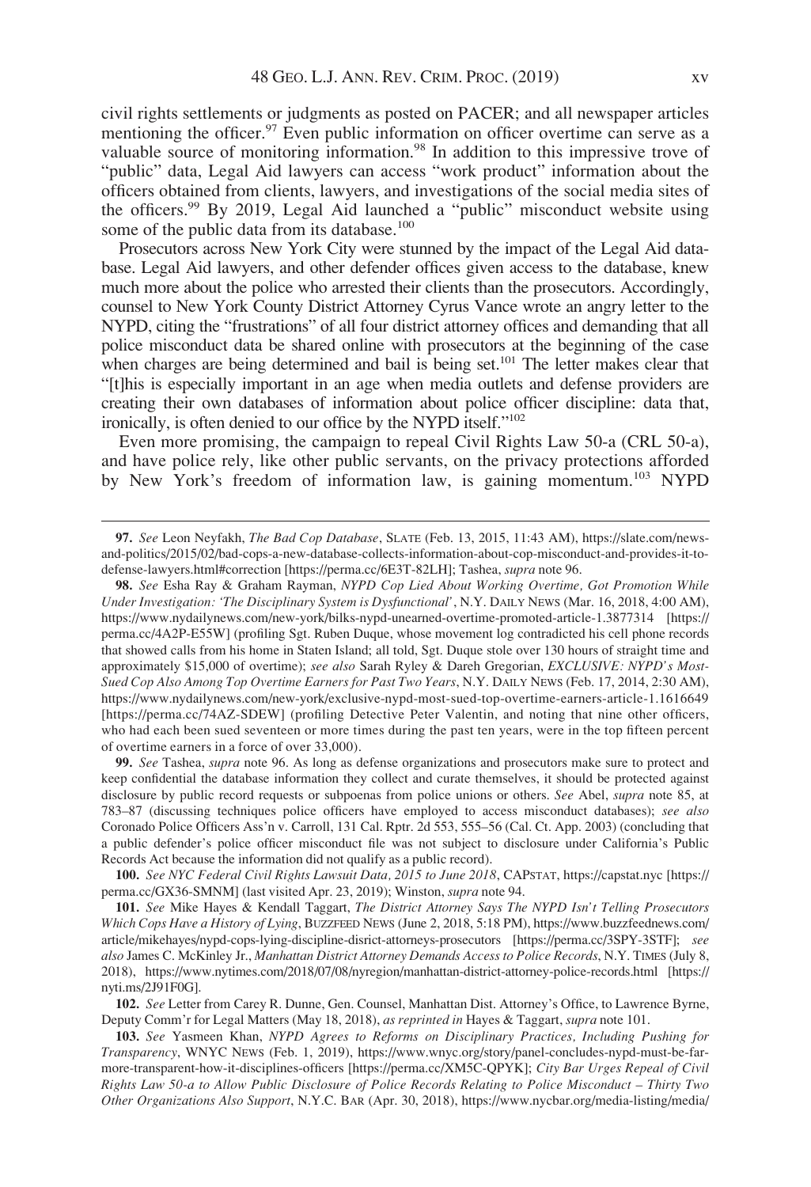civil rights settlements or judgments as posted on PACER; and all newspaper articles mentioning the officer.[97] Even public information on officer overtime can serve as a valuable source of monitoring information.[98] In addition to this impressive trove of "public" data, Legal Aid lawyers can access "work product" information about the officers obtained from clients, lawyers, and investigations of the social media sites of the officers.[99] By 2019, Legal Aid launched a "public" misconduct website using some of the public data from its database.[100]

Prosecutors across New York City were stunned by the impact of the Legal Aid database. Legal Aid lawyers, and other defender offices given access to the database, knew much more about the police who arrested their clients than the prosecutors. Accordingly, counsel to New York County District Attorney Cyrus Vance wrote an angry letter to the NYPD, citing the "frustrations" of all four district attorney offices and demanding that all police misconduct data be shared online with prosecutors at the beginning of the case when charges are being determined and bail is being set.[101] The letter makes clear that "[t]his is especially important in an age when media outlets and defense providers are creating their own databases of information about police officer discipline: data that, ironically, is often denied to our office by the NYPD itself."[102]

Even more promising, the campaign to repeal Civil Rights Law 50-a (CRL 50-a), and have police rely, like other public servants, on the privacy protections afforded by New York's freedom of information law, is gaining momentum.[103] NYPD

---

**97.** *See* Leon Neyfakh, *The Bad Cop Database*, SLATE (Feb. 13, 2015, 11:43 AM), https://slate.com/news-and-politics/2015/02/bad-cops-a-new-database-collects-information-about-cop-misconduct-and-provides-it-to-defense-lawyers.html#correction [https://perma.cc/6E3T-82LH]; Tashea, *supra* note 96.

**98.** *See* Esha Ray & Graham Rayman, *NYPD Cop Lied About Working Overtime, Got Promotion While Under Investigation: 'The Disciplinary System is Dysfunctional'*, N.Y. DAILY NEWS (Mar. 16, 2018, 4:00 AM), https://www.nydailynews.com/new-york/bilks-nypd-unearned-overtime-promoted-article-1.3877314 [https://perma.cc/4A2P-E55W] (profiling Sgt. Ruben Duque, whose movement log contradicted his cell phone records that showed calls from his home in Staten Island; all told, Sgt. Duque stole over 130 hours of straight time and approximately $15,000 of overtime); *see also* Sarah Ryley & Dareh Gregorian, *EXCLUSIVE: NYPD's Most-Sued Cop Also Among Top Overtime Earners for Past Two Years*, N.Y. DAILY NEWS (Feb. 17, 2014, 2:30 AM), https://www.nydailynews.com/new-york/exclusive-nypd-most-sued-top-overtime-earners-article-1.1616649 [https://perma.cc/74AZ-SDEW] (profiling Detective Peter Valentin, and noting that nine other officers, who had each been sued seventeen or more times during the past ten years, were in the top fifteen percent of overtime earners in a force of over 33,000).

**99.** *See* Tashea, *supra* note 96. As long as defense organizations and prosecutors make sure to protect and keep confidential the database information they collect and curate themselves, it should be protected against disclosure by public record requests or subpoenas from police unions or others. *See* Abel, *supra* note 85, at 783–87 (discussing techniques police officers have employed to access misconduct databases); *see also* Coronado Police Officers Ass'n v. Carroll, 131 Cal. Rptr. 2d 553, 555–56 (Cal. Ct. App. 2003) (concluding that a public defender's police officer misconduct file was not subject to disclosure under California's Public Records Act because the information did not qualify as a public record).

**100.** *See NYC Federal Civil Rights Lawsuit Data, 2015 to June 2018*, CAPSTAT, https://capstat.nyc [https://perma.cc/GX36-SMNM] (last visited Apr. 23, 2019); Winston, *supra* note 94.

**101.** *See* Mike Hayes & Kendall Taggart, *The District Attorney Says The NYPD Isn't Telling Prosecutors Which Cops Have a History of Lying*, BUZZFEED NEWS (June 2, 2018, 5:18 PM), https://www.buzzfeednews.com/article/mikehayes/nypd-cops-lying-discipline-disrict-attorneys-prosecutors [https://perma.cc/3SPY-3STF]; *see also* James C. McKinley Jr., *Manhattan District Attorney Demands Access to Police Records*, N.Y. TIMES (July 8, 2018), https://www.nytimes.com/2018/07/08/nyregion/manhattan-district-attorney-police-records.html [https://nyti.ms/2J91F0G].

**102.** *See* Letter from Carey R. Dunne, Gen. Counsel, Manhattan Dist. Attorney's Office, to Lawrence Byrne, Deputy Comm'r for Legal Matters (May 18, 2018), *as reprinted in* Hayes & Taggart, *supra* note 101.

**103.** *See* Yasmeen Khan, *NYPD Agrees to Reforms on Disciplinary Practices, Including Pushing for Transparency*, WNYC NEWS (Feb. 1, 2019), https://www.wnyc.org/story/panel-concludes-nypd-must-be-far-more-transparent-how-it-disciplines-officers [https://perma.cc/XM5C-QPYK]; *City Bar Urges Repeal of Civil Rights Law 50-a to Allow Public Disclosure of Police Records Relating to Police Misconduct – Thirty Two Other Organizations Also Support*, N.Y.C. BAR (Apr. 30, 2018), https://www.nycbar.org/media-listing/media/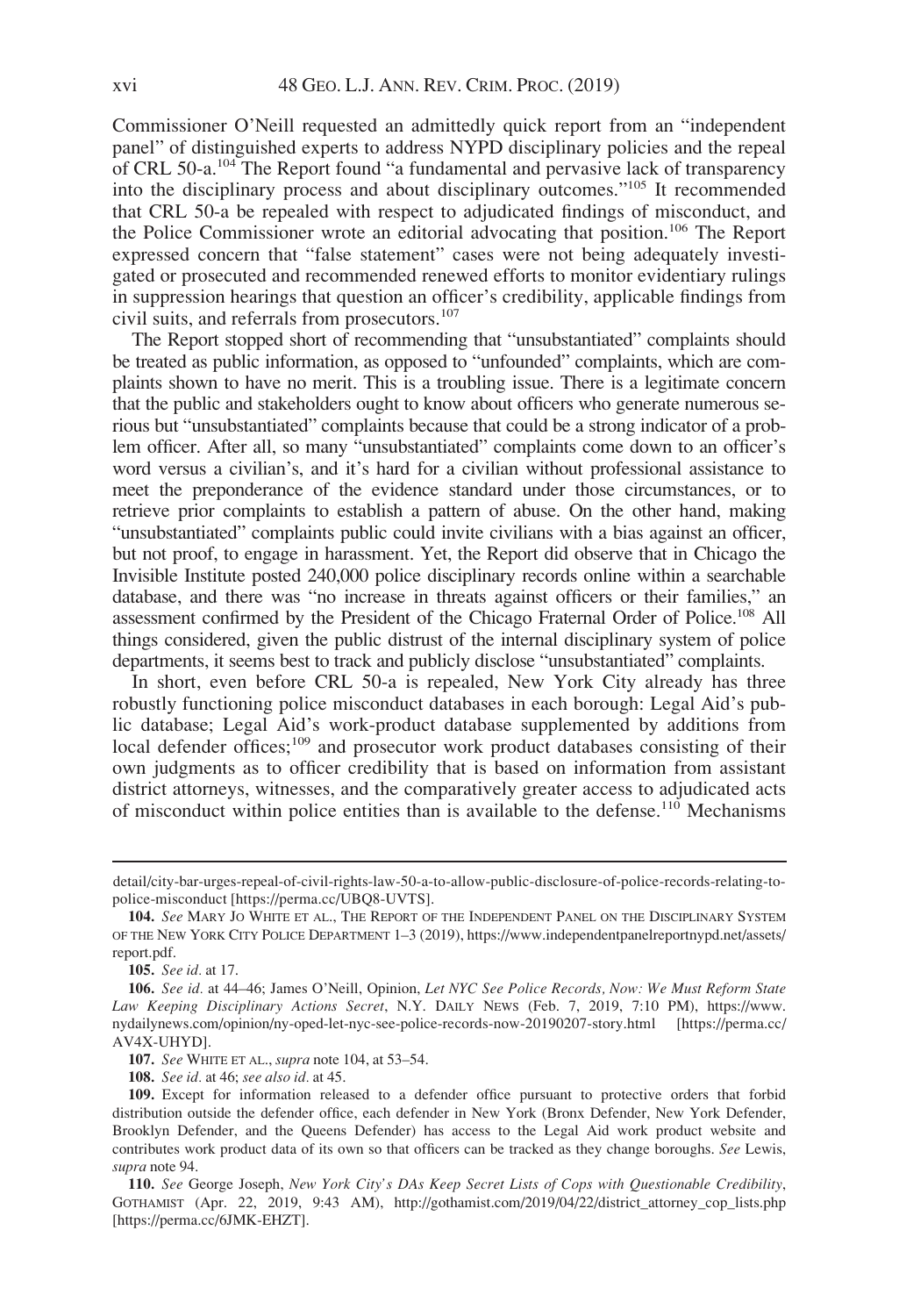Commissioner O'Neill requested an admittedly quick report from an "independent panel" of distinguished experts to address NYPD disciplinary policies and the repeal of CRL 50-a.[104] The Report found "a fundamental and pervasive lack of transparency into the disciplinary process and about disciplinary outcomes."[105] It recommended that CRL 50-a be repealed with respect to adjudicated findings of misconduct, and the Police Commissioner wrote an editorial advocating that position.[106] The Report expressed concern that "false statement" cases were not being adequately investigated or prosecuted and recommended renewed efforts to monitor evidentiary rulings in suppression hearings that question an officer's credibility, applicable findings from civil suits, and referrals from prosecutors.[107]

The Report stopped short of recommending that "unsubstantiated" complaints should be treated as public information, as opposed to "unfounded" complaints, which are complaints shown to have no merit. This is a troubling issue. There is a legitimate concern that the public and stakeholders ought to know about officers who generate numerous serious but "unsubstantiated" complaints because that could be a strong indicator of a problem officer. After all, so many "unsubstantiated" complaints come down to an officer's word versus a civilian's, and it's hard for a civilian without professional assistance to meet the preponderance of the evidence standard under those circumstances, or to retrieve prior complaints to establish a pattern of abuse. On the other hand, making "unsubstantiated" complaints public could invite civilians with a bias against an officer, but not proof, to engage in harassment. Yet, the Report did observe that in Chicago the Invisible Institute posted 240,000 police disciplinary records online within a searchable database, and there was "no increase in threats against officers or their families," an assessment confirmed by the President of the Chicago Fraternal Order of Police.[108] All things considered, given the public distrust of the internal disciplinary system of police departments, it seems best to track and publicly disclose "unsubstantiated" complaints.

In short, even before CRL 50-a is repealed, New York City already has three robustly functioning police misconduct databases in each borough: Legal Aid's public database; Legal Aid's work-product database supplemented by additions from local defender offices;[109] and prosecutor work product databases consisting of their own judgments as to officer credibility that is based on information from assistant district attorneys, witnesses, and the comparatively greater access to adjudicated acts of misconduct within police entities than is available to the defense.[110] Mechanisms

---

detail/city-bar-urges-repeal-of-civil-rights-law-50-a-to-allow-public-disclosure-of-police-records-relating-to-police-misconduct [https://perma.cc/UBQ8-UVTS].

104. *See* MARY JO WHITE ET AL., THE REPORT OF THE INDEPENDENT PANEL ON THE DISCIPLINARY SYSTEM OF THE NEW YORK CITY POLICE DEPARTMENT 1–3 (2019), https://www.independentpanelreportnypd.net/assets/report.pdf.

105. *See id.* at 17.

106. *See id.* at 44–46; James O'Neill, Opinion, *Let NYC See Police Records, Now: We Must Reform State Law Keeping Disciplinary Actions Secret*, N.Y. DAILY NEWS (Feb. 7, 2019, 7:10 PM), https://www.nydailynews.com/opinion/ny-oped-let-nyc-see-police-records-now-20190207-story.html [https://perma.cc/AV4X-UHYD].

107. *See* WHITE ET AL., *supra* note 104, at 53–54.

108. *See id.* at 46; *see also id.* at 45.

109. Except for information released to a defender office pursuant to protective orders that forbid distribution outside the defender office, each defender in New York (Bronx Defender, New York Defender, Brooklyn Defender, and the Queens Defender) has access to the Legal Aid work product website and contributes work product data of its own so that officers can be tracked as they change boroughs. *See* Lewis, *supra* note 94.

110. *See* George Joseph, *New York City's DAs Keep Secret Lists of Cops with Questionable Credibility*, GOTHAMIST (Apr. 22, 2019, 9:43 AM), http://gothamist.com/2019/04/22/district_attorney_cop_lists.php [https://perma.cc/6JMK-EHZT].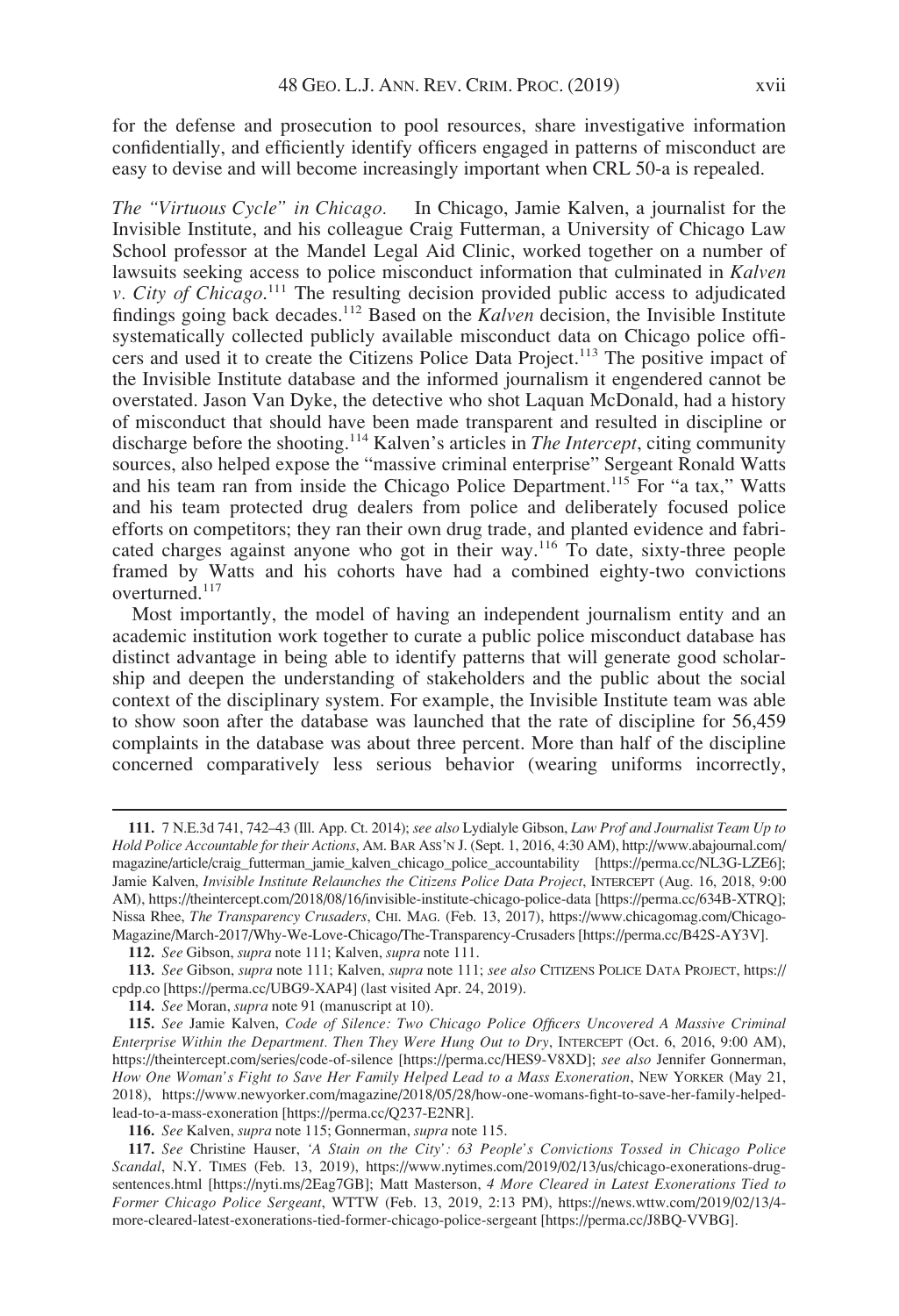for the defense and prosecution to pool resources, share investigative information confidentially, and efficiently identify officers engaged in patterns of misconduct are easy to devise and will become increasingly important when CRL 50-a is repealed.

*The "Virtuous Cycle" in Chicago.* In Chicago, Jamie Kalven, a journalist for the Invisible Institute, and his colleague Craig Futterman, a University of Chicago Law School professor at the Mandel Legal Aid Clinic, worked together on a number of lawsuits seeking access to police misconduct information that culminated in *Kalven v. City of Chicago*.[111] The resulting decision provided public access to adjudicated findings going back decades.[112] Based on the *Kalven* decision, the Invisible Institute systematically collected publicly available misconduct data on Chicago police officers and used it to create the Citizens Police Data Project.[113] The positive impact of the Invisible Institute database and the informed journalism it engendered cannot be overstated. Jason Van Dyke, the detective who shot Laquan McDonald, had a history of misconduct that should have been made transparent and resulted in discipline or discharge before the shooting.[114] Kalven's articles in *The Intercept*, citing community sources, also helped expose the "massive criminal enterprise" Sergeant Ronald Watts and his team ran from inside the Chicago Police Department.[115] For "a tax," Watts and his team protected drug dealers from police and deliberately focused police efforts on competitors; they ran their own drug trade, and planted evidence and fabricated charges against anyone who got in their way.[116] To date, sixty-three people framed by Watts and his cohorts have had a combined eighty-two convictions overturned.[117]

Most importantly, the model of having an independent journalism entity and an academic institution work together to curate a public police misconduct database has distinct advantage in being able to identify patterns that will generate good scholarship and deepen the understanding of stakeholders and the public about the social context of the disciplinary system. For example, the Invisible Institute team was able to show soon after the database was launched that the rate of discipline for 56,459 complaints in the database was about three percent. More than half of the discipline concerned comparatively less serious behavior (wearing uniforms incorrectly,

---

111. 7 N.E.3d 741, 742–43 (Ill. App. Ct. 2014); *see also* Lydialyle Gibson, *Law Prof and Journalist Team Up to Hold Police Accountable for their Actions*, AM. BAR ASS'N J. (Sept. 1, 2016, 4:30 AM), http://www.abajournal.com/magazine/article/craig_futterman_jamie_kalven_chicago_police_accountability [https://perma.cc/NL3G-LZE6]; Jamie Kalven, *Invisible Institute Relaunches the Citizens Police Data Project*, INTERCEPT (Aug. 16, 2018, 9:00 AM), https://theintercept.com/2018/08/16/invisible-institute-chicago-police-data [https://perma.cc/634B-XTRQ]; Nissa Rhee, *The Transparency Crusaders*, CHI. MAG. (Feb. 13, 2017), https://www.chicagomag.com/Chicago-Magazine/March-2017/Why-We-Love-Chicago/The-Transparency-Crusaders [https://perma.cc/B42S-AY3V].

112. *See* Gibson, *supra* note 111; Kalven, *supra* note 111.

113. *See* Gibson, *supra* note 111; Kalven, *supra* note 111; *see also* CITIZENS POLICE DATA PROJECT, https://cpdp.co [https://perma.cc/UBG9-XAP4] (last visited Apr. 24, 2019).

114. *See* Moran, *supra* note 91 (manuscript at 10).

115. *See* Jamie Kalven, *Code of Silence: Two Chicago Police Officers Uncovered A Massive Criminal Enterprise Within the Department. Then They Were Hung Out to Dry*, INTERCEPT (Oct. 6, 2016, 9:00 AM), https://theintercept.com/series/code-of-silence [https://perma.cc/HES9-V8XD]; *see also* Jennifer Gonnerman, *How One Woman's Fight to Save Her Family Helped Lead to a Mass Exoneration*, NEW YORKER (May 21, 2018), https://www.newyorker.com/magazine/2018/05/28/how-one-womans-fight-to-save-her-family-helped-lead-to-a-mass-exoneration [https://perma.cc/Q237-E2NR].

116. *See* Kalven, *supra* note 115; Gonnerman, *supra* note 115.

117. *See* Christine Hauser, *'A Stain on the City': 63 People's Convictions Tossed in Chicago Police Scandal*, N.Y. TIMES (Feb. 13, 2019), https://www.nytimes.com/2019/02/13/us/chicago-exonerations-drug-sentences.html [https://nyti.ms/2Eag7GB]; Matt Masterson, *4 More Cleared in Latest Exonerations Tied to Former Chicago Police Sergeant*, WTTW (Feb. 13, 2019, 2:13 PM), https://news.wttw.com/2019/02/13/4-more-cleared-latest-exonerations-tied-former-chicago-police-sergeant [https://perma.cc/J8BQ-VVBG].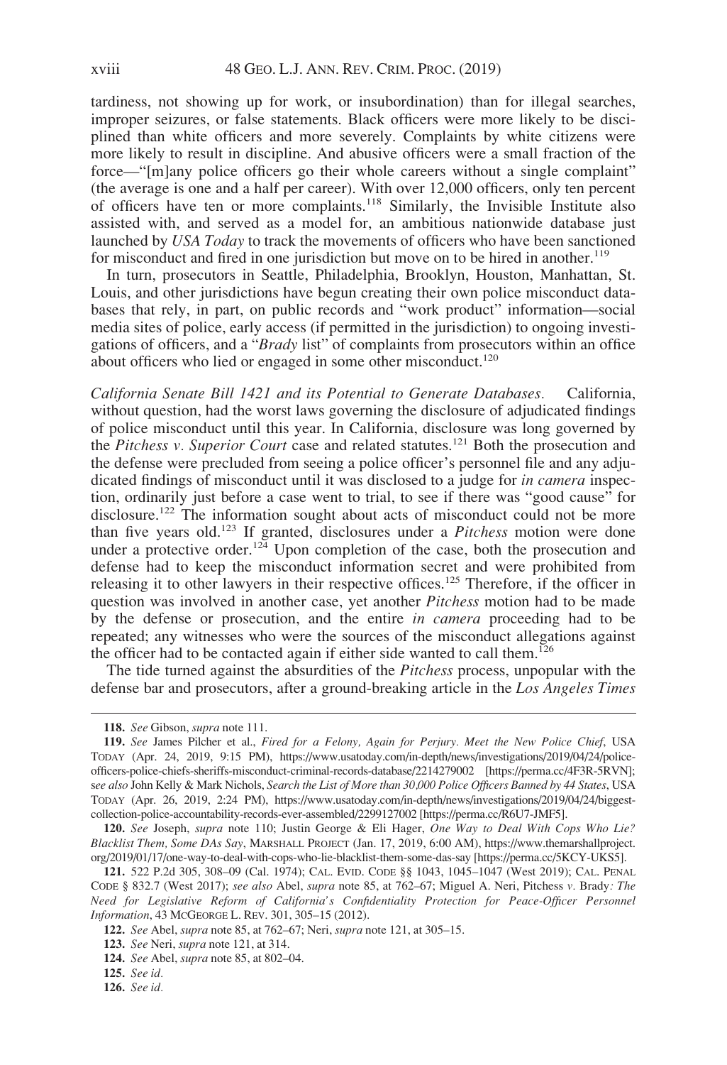tardiness, not showing up for work, or insubordination) than for illegal searches, improper seizures, or false statements. Black officers were more likely to be disciplined than white officers and more severely. Complaints by white citizens were more likely to result in discipline. And abusive officers were a small fraction of the force—"[m]any police officers go their whole careers without a single complaint" (the average is one and a half per career). With over 12,000 officers, only ten percent of officers have ten or more complaints.[118] Similarly, the Invisible Institute also assisted with, and served as a model for, an ambitious nationwide database just launched by *USA Today* to track the movements of officers who have been sanctioned for misconduct and fired in one jurisdiction but move on to be hired in another.[119]

In turn, prosecutors in Seattle, Philadelphia, Brooklyn, Houston, Manhattan, St. Louis, and other jurisdictions have begun creating their own police misconduct databases that rely, in part, on public records and "work product" information—social media sites of police, early access (if permitted in the jurisdiction) to ongoing investigations of officers, and a "*Brady* list" of complaints from prosecutors within an office about officers who lied or engaged in some other misconduct.[120]

*California Senate Bill 1421 and its Potential to Generate Databases.* California, without question, had the worst laws governing the disclosure of adjudicated findings of police misconduct until this year. In California, disclosure was long governed by the *Pitchess v. Superior Court* case and related statutes.[121] Both the prosecution and the defense were precluded from seeing a police officer's personnel file and any adjudicated findings of misconduct until it was disclosed to a judge for *in camera* inspection, ordinarily just before a case went to trial, to see if there was "good cause" for disclosure.[122] The information sought about acts of misconduct could not be more than five years old.[123] If granted, disclosures under a *Pitchess* motion were done under a protective order.[124] Upon completion of the case, both the prosecution and defense had to keep the misconduct information secret and were prohibited from releasing it to other lawyers in their respective offices.[125] Therefore, if the officer in question was involved in another case, yet another *Pitchess* motion had to be made by the defense or prosecution, and the entire *in camera* proceeding had to be repeated; any witnesses who were the sources of the misconduct allegations against the officer had to be contacted again if either side wanted to call them.[126]

The tide turned against the absurdities of the *Pitchess* process, unpopular with the defense bar and prosecutors, after a ground-breaking article in the *Los Angeles Times*

---

118. *See* Gibson, *supra* note 111.

119. *See* James Pilcher et al., *Fired for a Felony, Again for Perjury. Meet the New Police Chief*, USA TODAY (Apr. 24, 2019, 9:15 PM), https://www.usatoday.com/in-depth/news/investigations/2019/04/24/police-officers-police-chiefs-sheriffs-misconduct-criminal-records-database/2214279002 [https://perma.cc/4F3R-5RVN]; *see also* John Kelly & Mark Nichols, *Search the List of More than 30,000 Police Officers Banned by 44 States*, USA TODAY (Apr. 26, 2019, 2:24 PM), https://www.usatoday.com/in-depth/news/investigations/2019/04/24/biggest-collection-police-accountability-records-ever-assembled/2299127002 [https://perma.cc/R6U7-JMF5].

120. *See* Joseph, *supra* note 110; Justin George & Eli Hager, *One Way to Deal With Cops Who Lie? Blacklist Them, Some DAs Say*, MARSHALL PROJECT (Jan. 17, 2019, 6:00 AM), https://www.themarshallproject.org/2019/01/17/one-way-to-deal-with-cops-who-lie-blacklist-them-some-das-say [https://perma.cc/5KCY-UKS5].

121. 522 P.2d 305, 308–09 (Cal. 1974); CAL. EVID. CODE §§ 1043, 1045–1047 (West 2019); CAL. PENAL CODE § 832.7 (West 2017); *see also* Abel, *supra* note 85, at 762–67; Miguel A. Neri, *Pitchess v. Brady: The Need for Legislative Reform of California's Confidentiality Protection for Peace-Officer Personnel Information*, 43 MCGEORGE L. REV. 301, 305–15 (2012).

122. *See* Abel, *supra* note 85, at 762–67; Neri, *supra* note 121, at 305–15.

123. *See* Neri, *supra* note 121, at 314.

124. *See* Abel, *supra* note 85, at 802–04.

125. *See id.*

126. *See id.*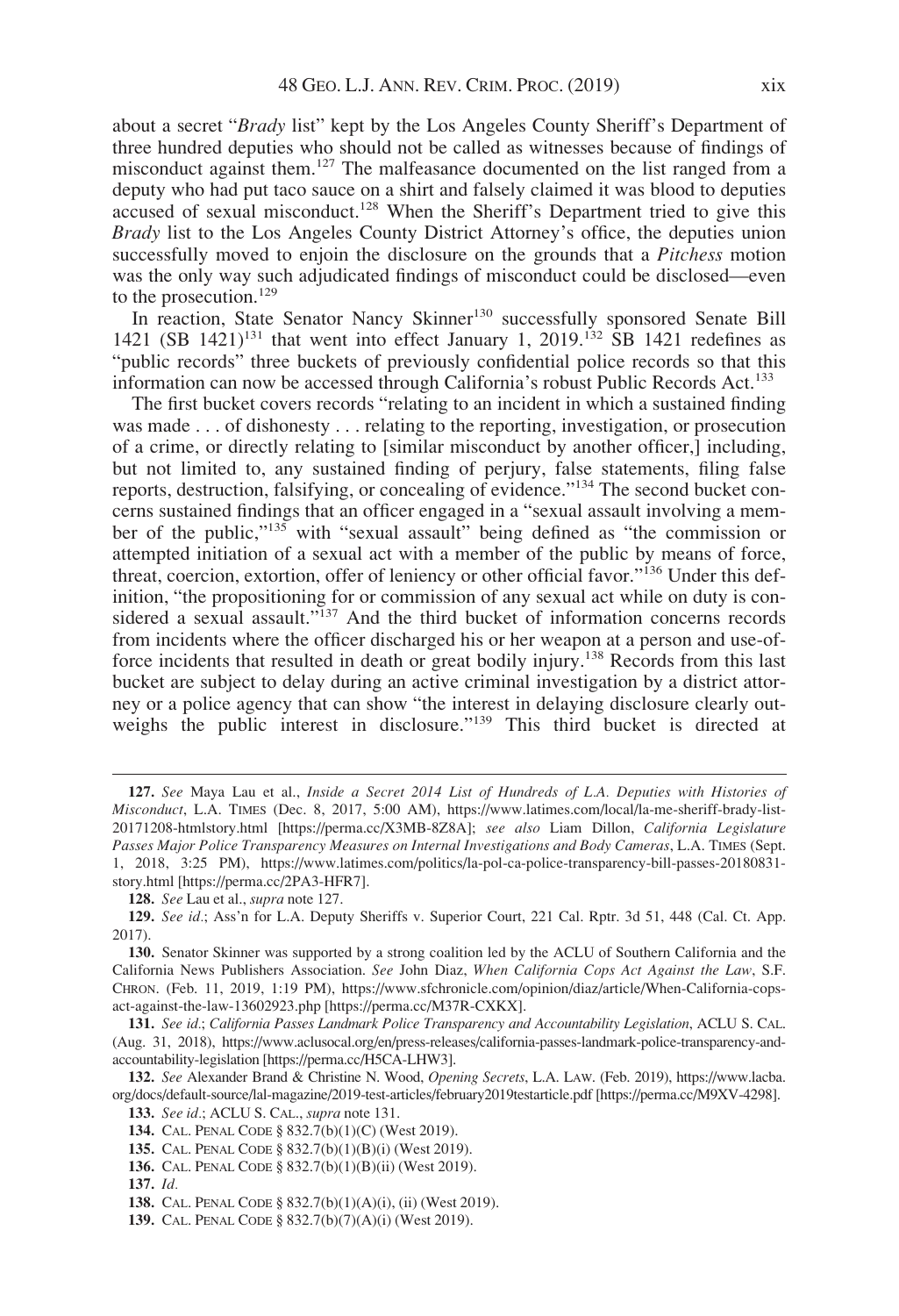about a secret "*Brady* list" kept by the Los Angeles County Sheriff's Department of three hundred deputies who should not be called as witnesses because of findings of misconduct against them.[127] The malfeasance documented on the list ranged from a deputy who had put taco sauce on a shirt and falsely claimed it was blood to deputies accused of sexual misconduct.[128] When the Sheriff's Department tried to give this *Brady* list to the Los Angeles County District Attorney's office, the deputies union successfully moved to enjoin the disclosure on the grounds that a *Pitchess* motion was the only way such adjudicated findings of misconduct could be disclosed—even to the prosecution.[129]

In reaction, State Senator Nancy Skinner[130] successfully sponsored Senate Bill 1421 (SB 1421)[131] that went into effect January 1, 2019.[132] SB 1421 redefines as "public records" three buckets of previously confidential police records so that this information can now be accessed through California's robust Public Records Act.[133]

The first bucket covers records "relating to an incident in which a sustained finding was made . . . of dishonesty . . . relating to the reporting, investigation, or prosecution of a crime, or directly relating to [similar misconduct by another officer,] including, but not limited to, any sustained finding of perjury, false statements, filing false reports, destruction, falsifying, or concealing of evidence."[134] The second bucket concerns sustained findings that an officer engaged in a "sexual assault involving a member of the public,"[135] with "sexual assault" being defined as "the commission or attempted initiation of a sexual act with a member of the public by means of force, threat, coercion, extortion, offer of leniency or other official favor."[136] Under this definition, "the propositioning for or commission of any sexual act while on duty is considered a sexual assault."[137] And the third bucket of information concerns records from incidents where the officer discharged his or her weapon at a person and use-of-force incidents that resulted in death or great bodily injury.[138] Records from this last bucket are subject to delay during an active criminal investigation by a district attorney or a police agency that can show "the interest in delaying disclosure clearly outweighs the public interest in disclosure."[139] This third bucket is directed at

---

**127.** *See* Maya Lau et al., *Inside a Secret 2014 List of Hundreds of L.A. Deputies with Histories of Misconduct*, L.A. TIMES (Dec. 8, 2017, 5:00 AM), https://www.latimes.com/local/la-me-sheriff-brady-list-20171208-htmlstory.html [https://perma.cc/X3MB-8Z8A]; *see also* Liam Dillon, *California Legislature Passes Major Police Transparency Measures on Internal Investigations and Body Cameras*, L.A. TIMES (Sept. 1, 2018, 3:25 PM), https://www.latimes.com/politics/la-pol-ca-police-transparency-bill-passes-20180831-story.html [https://perma.cc/2PA3-HFR7].

**128.** *See* Lau et al., *supra* note 127.

**129.** *See id.*; Ass'n for L.A. Deputy Sheriffs v. Superior Court, 221 Cal. Rptr. 3d 51, 448 (Cal. Ct. App. 2017).

**130.** Senator Skinner was supported by a strong coalition led by the ACLU of Southern California and the California News Publishers Association. *See* John Diaz, *When California Cops Act Against the Law*, S.F. CHRON. (Feb. 11, 2019, 1:19 PM), https://www.sfchronicle.com/opinion/diaz/article/When-California-cops-act-against-the-law-13602923.php [https://perma.cc/M37R-CXKX].

**131.** *See id.*; *California Passes Landmark Police Transparency and Accountability Legislation*, ACLU S. CAL. (Aug. 31, 2018), https://www.aclusocal.org/en/press-releases/california-passes-landmark-police-transparency-and-accountability-legislation [https://perma.cc/H5CA-LHW3].

**132.** *See* Alexander Brand & Christine N. Wood, *Opening Secrets*, L.A. LAW. (Feb. 2019), https://www.lacba.org/docs/default-source/lal-magazine/2019-test-articles/february2019testarticle.pdf [https://perma.cc/M9XV-4298].

**133.** *See id.*; ACLU S. CAL., *supra* note 131.

**134.** CAL. PENAL CODE § 832.7(b)(1)(C) (West 2019).

**135.** CAL. PENAL CODE § 832.7(b)(1)(B)(i) (West 2019).

**136.** CAL. PENAL CODE § 832.7(b)(1)(B)(ii) (West 2019).

**137.** *Id.*

**138.** CAL. PENAL CODE § 832.7(b)(1)(A)(i), (ii) (West 2019).

**139.** CAL. PENAL CODE § 832.7(b)(7)(A)(i) (West 2019).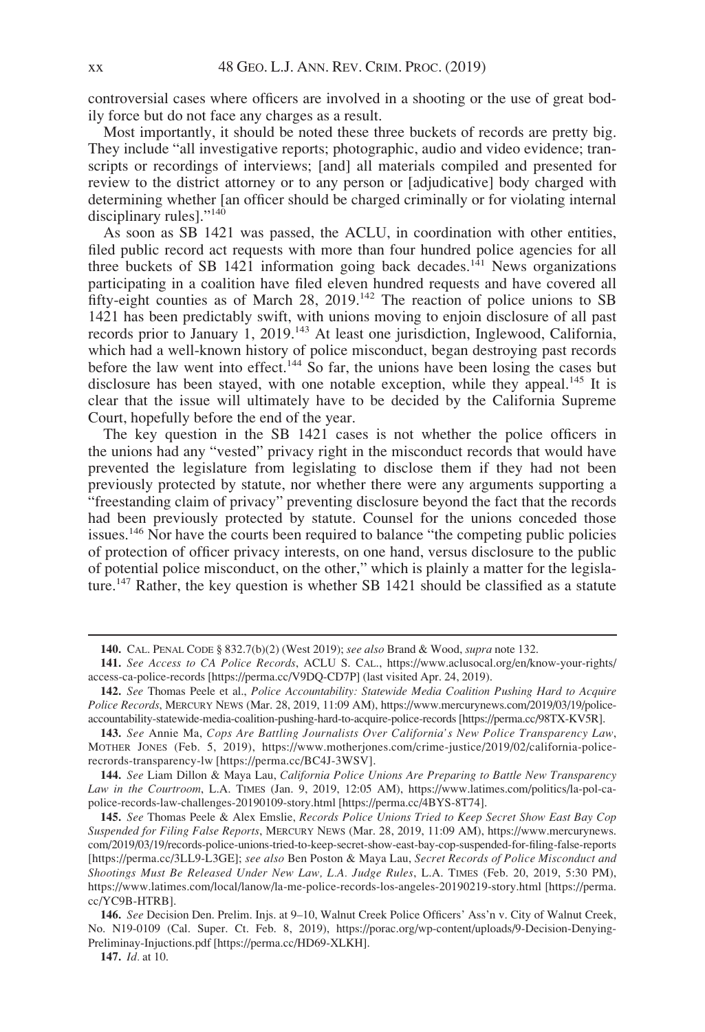controversial cases where officers are involved in a shooting or the use of great bodily force but do not face any charges as a result.

Most importantly, it should be noted these three buckets of records are pretty big. They include "all investigative reports; photographic, audio and video evidence; transcripts or recordings of interviews; [and] all materials compiled and presented for review to the district attorney or to any person or [adjudicative] body charged with determining whether [an officer should be charged criminally or for violating internal disciplinary rules]."[140]

As soon as SB 1421 was passed, the ACLU, in coordination with other entities, filed public record act requests with more than four hundred police agencies for all three buckets of SB 1421 information going back decades.[141] News organizations participating in a coalition have filed eleven hundred requests and have covered all fifty-eight counties as of March 28, 2019.[142] The reaction of police unions to SB 1421 has been predictably swift, with unions moving to enjoin disclosure of all past records prior to January 1, 2019.[143] At least one jurisdiction, Inglewood, California, which had a well-known history of police misconduct, began destroying past records before the law went into effect.[144] So far, the unions have been losing the cases but disclosure has been stayed, with one notable exception, while they appeal.[145] It is clear that the issue will ultimately have to be decided by the California Supreme Court, hopefully before the end of the year.

The key question in the SB 1421 cases is not whether the police officers in the unions had any "vested" privacy right in the misconduct records that would have prevented the legislature from legislating to disclose them if they had not been previously protected by statute, nor whether there were any arguments supporting a "freestanding claim of privacy" preventing disclosure beyond the fact that the records had been previously protected by statute. Counsel for the unions conceded those issues.[146] Nor have the courts been required to balance "the competing public policies of protection of officer privacy interests, on one hand, versus disclosure to the public of potential police misconduct, on the other," which is plainly a matter for the legislature.[147] Rather, the key question is whether SB 1421 should be classified as a statute

---

140. CAL. PENAL CODE § 832.7(b)(2) (West 2019); *see also* Brand & Wood, *supra* note 132.

141. *See Access to CA Police Records*, ACLU S. CAL., https://www.aclusocal.org/en/know-your-rights/access-ca-police-records [https://perma.cc/V9DQ-CD7P] (last visited Apr. 24, 2019).

142. *See* Thomas Peele et al., *Police Accountability: Statewide Media Coalition Pushing Hard to Acquire Police Records*, MERCURY NEWS (Mar. 28, 2019, 11:09 AM), https://www.mercurynews.com/2019/03/19/police-accountability-statewide-media-coalition-pushing-hard-to-acquire-police-records [https://perma.cc/98TX-KV5R].

143. *See* Annie Ma, *Cops Are Battling Journalists Over California's New Police Transparency Law*, MOTHER JONES (Feb. 5, 2019), https://www.motherjones.com/crime-justice/2019/02/california-police-recrords-transparency-lw [https://perma.cc/BC4J-3WSV].

144. *See* Liam Dillon & Maya Lau, *California Police Unions Are Preparing to Battle New Transparency Law in the Courtroom*, L.A. TIMES (Jan. 9, 2019, 12:05 AM), https://www.latimes.com/politics/la-pol-ca-police-records-law-challenges-20190109-story.html [https://perma.cc/4BYS-8T74].

145. *See* Thomas Peele & Alex Emslie, *Records Police Unions Tried to Keep Secret Show East Bay Cop Suspended for Filing False Reports*, MERCURY NEWS (Mar. 28, 2019, 11:09 AM), https://www.mercurynews.com/2019/03/19/records-police-unions-tried-to-keep-secret-show-east-bay-cop-suspended-for-filing-false-reports [https://perma.cc/3LL9-L3GE]; *see also* Ben Poston & Maya Lau, *Secret Records of Police Misconduct and Shootings Must Be Released Under New Law, L.A. Judge Rules*, L.A. TIMES (Feb. 20, 2019, 5:30 PM), https://www.latimes.com/local/lanow/la-me-police-records-los-angeles-20190219-story.html [https://perma.cc/YC9B-HTRB].

146. *See* Decision Den. Prelim. Injs. at 9–10, Walnut Creek Police Officers' Ass'n v. City of Walnut Creek, No. N19-0109 (Cal. Super. Ct. Feb. 8, 2019), https://porac.org/wp-content/uploads/9-Decision-Denying-Preliminay-Injunctions.pdf [https://perma.cc/HD69-XLKH].

147. *Id.* at 10.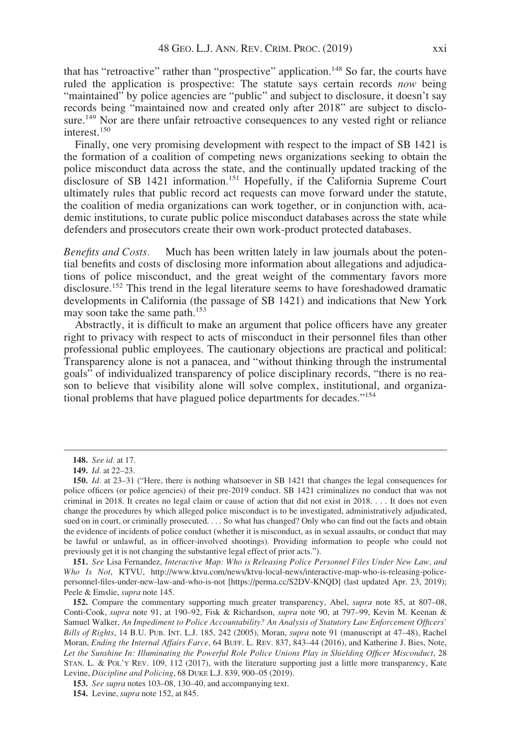that has "retroactive" rather than "prospective" application.[148] So far, the courts have ruled the application is prospective: The statute says certain records *now* being "maintained" by police agencies are "public" and subject to disclosure, it doesn't say records being "maintained now and created only after 2018" are subject to disclosure.[149] Nor are there unfair retroactive consequences to any vested right or reliance interest.[150]

Finally, one very promising development with respect to the impact of SB 1421 is the formation of a coalition of competing news organizations seeking to obtain the police misconduct data across the state, and the continually updated tracking of the disclosure of SB 1421 information.[151] Hopefully, if the California Supreme Court ultimately rules that public record act requests can move forward under the statute, the coalition of media organizations can work together, or in conjunction with, academic institutions, to curate public police misconduct databases across the state while defenders and prosecutors create their own work-product protected databases.

*Benefits and Costs.* Much has been written lately in law journals about the potential benefits and costs of disclosing more information about allegations and adjudications of police misconduct, and the great weight of the commentary favors more disclosure.[152] This trend in the legal literature seems to have foreshadowed dramatic developments in California (the passage of SB 1421) and indications that New York may soon take the same path.[153]

Abstractly, it is difficult to make an argument that police officers have any greater right to privacy with respect to acts of misconduct in their personnel files than other professional public employees. The cautionary objections are practical and political: Transparency alone is not a panacea, and "without thinking through the instrumental goals" of individualized transparency of police disciplinary records, "there is no reason to believe that visibility alone will solve complex, institutional, and organizational problems that have plagued police departments for decades."[154]

---

**148.** *See id.* at 17.

**149.** *Id.* at 22–23.

**150.** *Id.* at 23–31 ("Here, there is nothing whatsoever in SB 1421 that changes the legal consequences for police officers (or police agencies) of their pre-2019 conduct. SB 1421 criminalizes no conduct that was not criminal in 2018. It creates no legal claim or cause of action that did not exist in 2018. . . . It does not even change the procedures by which alleged police misconduct is to be investigated, administratively adjudicated, sued on in court, or criminally prosecuted. . . . So what has changed? Only who can find out the facts and obtain the evidence of incidents of police conduct (whether it is misconduct, as in sexual assaults, or conduct that may be lawful or unlawful, as in officer-involved shootings). Providing information to people who could not previously get it is not changing the substantive legal effect of prior acts.").

**151.** *See* Lisa Fernandez, *Interactive Map: Who is Releasing Police Personnel Files Under New Law, and Who Is Not*, KTVU, http://www.ktvu.com/news/ktvu-local-news/interactive-map-who-is-releasing-police-personnel-files-under-new-law-and-who-is-not [https://perma.cc/S2DV-KNQD] (last updated Apr. 23, 2019); Peele & Emslie, *supra* note 145.

**152.** Compare the commentary supporting much greater transparency, Abel, *supra* note 85, at 807–08, Conti-Cook, *supra* note 91, at 190–92, Fisk & Richardson, *supra* note 90, at 797–99, Kevin M. Keenan & Samuel Walker, *An Impediment to Police Accountability? An Analysis of Statutory Law Enforcement Officers' Bills of Rights*, 14 B.U. PUB. INT. L.J. 185, 242 (2005), Moran, *supra* note 91 (manuscript at 47–48), Rachel Moran, *Ending the Internal Affairs Farce*, 64 BUFF. L. REV. 837, 843–44 (2016), and Katherine J. Bies, Note, *Let the Sunshine In: Illuminating the Powerful Role Police Unions Play in Shielding Officer Misconduct*, 28 STAN. L. & POL'Y REV. 109, 112 (2017), with the literature supporting just a little more transparency, Kate Levine, *Discipline and Policing*, 68 DUKE L.J. 839, 900–05 (2019).

**153.** *See supra* notes 103–08, 130–40, and accompanying text.

**154.** Levine, *supra* note 152, at 845.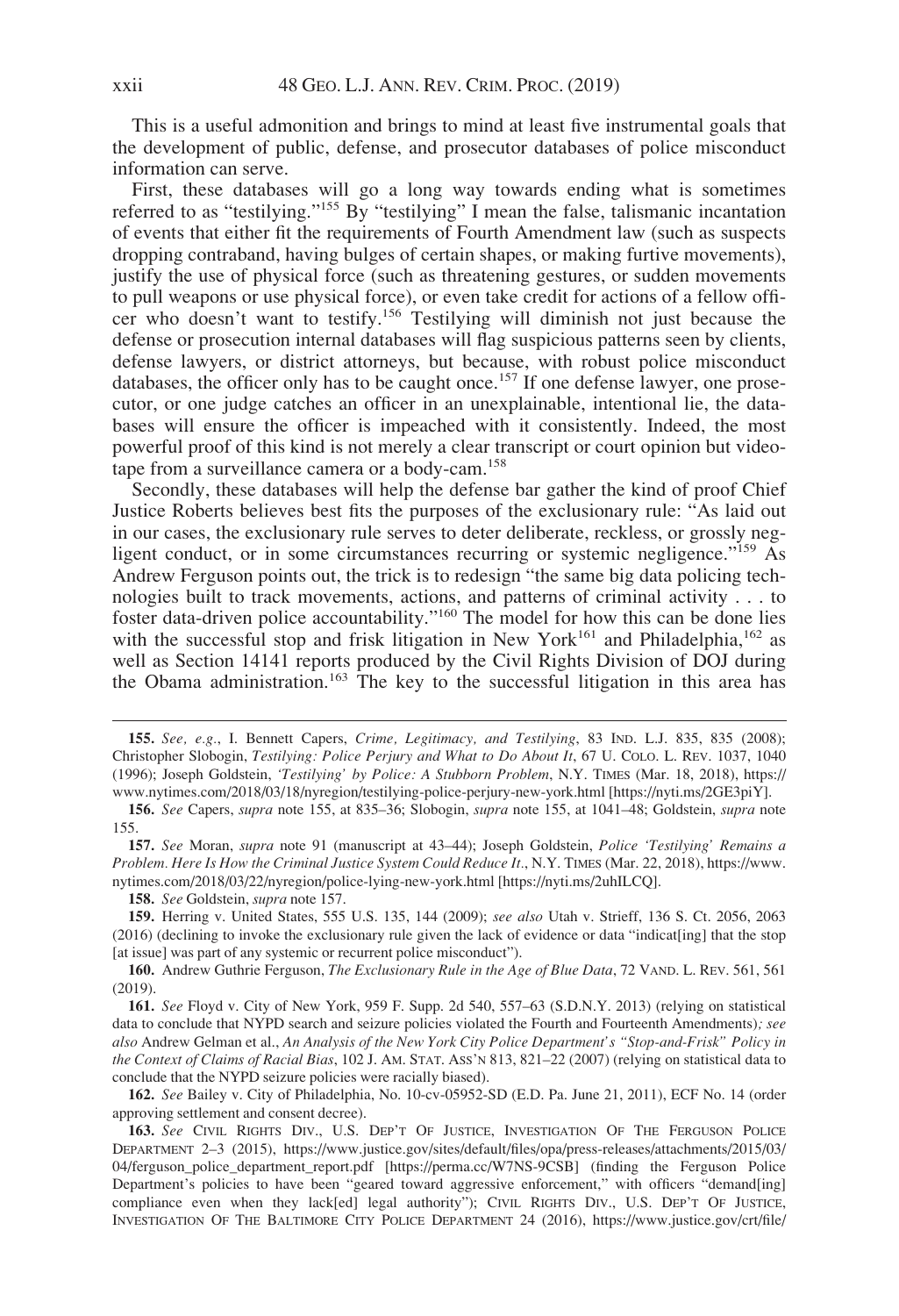This is a useful admonition and brings to mind at least five instrumental goals that the development of public, defense, and prosecutor databases of police misconduct information can serve.

First, these databases will go a long way towards ending what is sometimes referred to as "testilying."[155] By "testilying" I mean the false, talismanic incantation of events that either fit the requirements of Fourth Amendment law (such as suspects dropping contraband, having bulges of certain shapes, or making furtive movements), justify the use of physical force (such as threatening gestures, or sudden movements to pull weapons or use physical force), or even take credit for actions of a fellow officer who doesn't want to testify.[156] Testilying will diminish not just because the defense or prosecution internal databases will flag suspicious patterns seen by clients, defense lawyers, or district attorneys, but because, with robust police misconduct databases, the officer only has to be caught once.[157] If one defense lawyer, one prosecutor, or one judge catches an officer in an unexplainable, intentional lie, the databases will ensure the officer is impeached with it consistently. Indeed, the most powerful proof of this kind is not merely a clear transcript or court opinion but videotape from a surveillance camera or a body-cam.[158]

Secondly, these databases will help the defense bar gather the kind of proof Chief Justice Roberts believes best fits the purposes of the exclusionary rule: "As laid out in our cases, the exclusionary rule serves to deter deliberate, reckless, or grossly negligent conduct, or in some circumstances recurring or systemic negligence."[159] As Andrew Ferguson points out, the trick is to redesign "the same big data policing technologies built to track movements, actions, and patterns of criminal activity . . . to foster data-driven police accountability."[160] The model for how this can be done lies with the successful stop and frisk litigation in New York[161] and Philadelphia,[162] as well as Section 14141 reports produced by the Civil Rights Division of DOJ during the Obama administration.[163] The key to the successful litigation in this area has

---

**155.** *See, e.g.*, I. Bennett Capers, *Crime, Legitimacy, and Testilying*, 83 IND. L.J. 835, 835 (2008); Christopher Slobogin, *Testilying: Police Perjury and What to Do About It*, 67 U. COLO. L. REV. 1037, 1040 (1996); Joseph Goldstein, *'Testilying' by Police: A Stubborn Problem*, N.Y. TIMES (Mar. 18, 2018), https://www.nytimes.com/2018/03/18/nyregion/testilying-police-perjury-new-york.html [https://nyti.ms/2GE3piY].

**156.** *See* Capers, *supra* note 155, at 835–36; Slobogin, *supra* note 155, at 1041–48; Goldstein, *supra* note 155.

**157.** *See* Moran, *supra* note 91 (manuscript at 43–44); Joseph Goldstein, *Police 'Testilying' Remains a Problem. Here Is How the Criminal Justice System Could Reduce It.*, N.Y. TIMES (Mar. 22, 2018), https://www.nytimes.com/2018/03/22/nyregion/police-lying-new-york.html [https://nyti.ms/2uhILCQ].

**158.** *See* Goldstein, *supra* note 157.

**159.** Herring v. United States, 555 U.S. 135, 144 (2009); *see also* Utah v. Strieff, 136 S. Ct. 2056, 2063 (2016) (declining to invoke the exclusionary rule given the lack of evidence or data "indicat[ing] that the stop [at issue] was part of any systemic or recurrent police misconduct").

**160.** Andrew Guthrie Ferguson, *The Exclusionary Rule in the Age of Blue Data*, 72 VAND. L. REV. 561, 561 (2019).

**161.** *See* Floyd v. City of New York, 959 F. Supp. 2d 540, 557–63 (S.D.N.Y. 2013) (relying on statistical data to conclude that NYPD search and seizure policies violated the Fourth and Fourteenth Amendments)*; see also* Andrew Gelman et al., *An Analysis of the New York City Police Department's "Stop-and-Frisk" Policy in the Context of Claims of Racial Bias*, 102 J. AM. STAT. ASS'N 813, 821–22 (2007) (relying on statistical data to conclude that the NYPD seizure policies were racially biased).

**162.** *See* Bailey v. City of Philadelphia, No. 10-cv-05952-SD (E.D. Pa. June 21, 2011), ECF No. 14 (order approving settlement and consent decree).

**163.** *See* CIVIL RIGHTS DIV., U.S. DEP'T OF JUSTICE, INVESTIGATION OF THE FERGUSON POLICE DEPARTMENT 2–3 (2015), https://www.justice.gov/sites/default/files/opa/press-releases/attachments/2015/03/04/ferguson_police_department_report.pdf [https://perma.cc/W7NS-9CSB] (finding the Ferguson Police Department's policies to have been "geared toward aggressive enforcement," with officers "demand[ing] compliance even when they lack[ed] legal authority"); CIVIL RIGHTS DIV., U.S. DEP'T OF JUSTICE, INVESTIGATION OF THE BALTIMORE CITY POLICE DEPARTMENT 24 (2016), https://www.justice.gov/crt/file/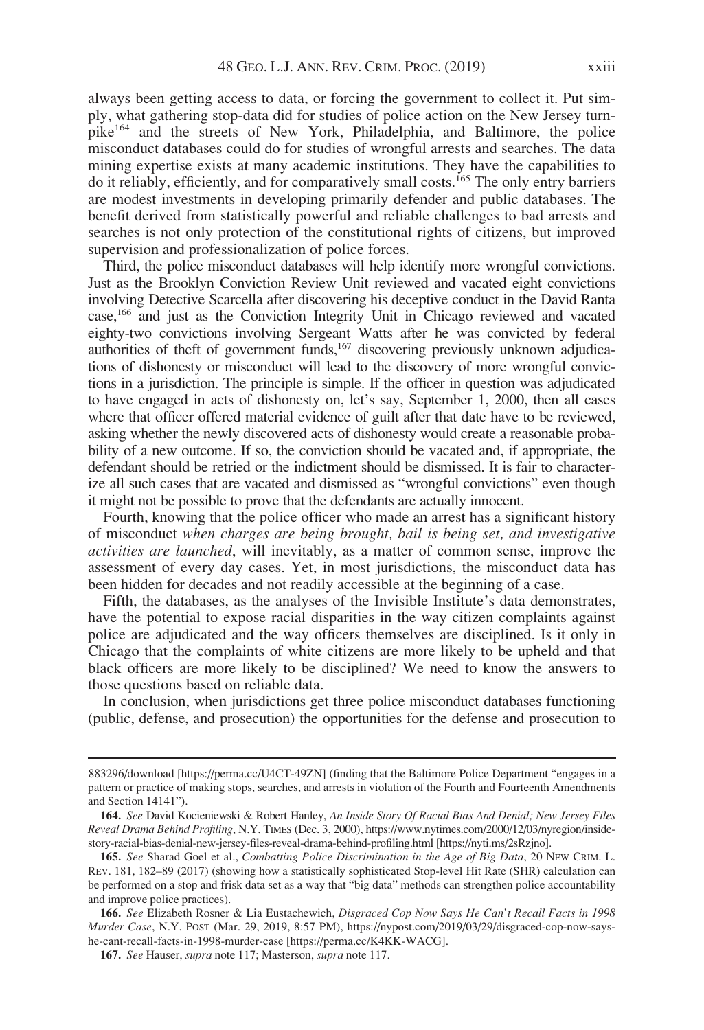always been getting access to data, or forcing the government to collect it. Put simply, what gathering stop-data did for studies of police action on the New Jersey turnpike[164] and the streets of New York, Philadelphia, and Baltimore, the police misconduct databases could do for studies of wrongful arrests and searches. The data mining expertise exists at many academic institutions. They have the capabilities to do it reliably, efficiently, and for comparatively small costs.[165] The only entry barriers are modest investments in developing primarily defender and public databases. The benefit derived from statistically powerful and reliable challenges to bad arrests and searches is not only protection of the constitutional rights of citizens, but improved supervision and professionalization of police forces.

Third, the police misconduct databases will help identify more wrongful convictions. Just as the Brooklyn Conviction Review Unit reviewed and vacated eight convictions involving Detective Scarcella after discovering his deceptive conduct in the David Ranta case,[166] and just as the Conviction Integrity Unit in Chicago reviewed and vacated eighty-two convictions involving Sergeant Watts after he was convicted by federal authorities of theft of government funds,[167] discovering previously unknown adjudications of dishonesty or misconduct will lead to the discovery of more wrongful convictions in a jurisdiction. The principle is simple. If the officer in question was adjudicated to have engaged in acts of dishonesty on, let's say, September 1, 2000, then all cases where that officer offered material evidence of guilt after that date have to be reviewed, asking whether the newly discovered acts of dishonesty would create a reasonable probability of a new outcome. If so, the conviction should be vacated and, if appropriate, the defendant should be retried or the indictment should be dismissed. It is fair to characterize all such cases that are vacated and dismissed as "wrongful convictions" even though it might not be possible to prove that the defendants are actually innocent.

Fourth, knowing that the police officer who made an arrest has a significant history of misconduct *when charges are being brought, bail is being set, and investigative activities are launched*, will inevitably, as a matter of common sense, improve the assessment of every day cases. Yet, in most jurisdictions, the misconduct data has been hidden for decades and not readily accessible at the beginning of a case.

Fifth, the databases, as the analyses of the Invisible Institute's data demonstrates, have the potential to expose racial disparities in the way citizen complaints against police are adjudicated and the way officers themselves are disciplined. Is it only in Chicago that the complaints of white citizens are more likely to be upheld and that black officers are more likely to be disciplined? We need to know the answers to those questions based on reliable data.

In conclusion, when jurisdictions get three police misconduct databases functioning (public, defense, and prosecution) the opportunities for the defense and prosecution to

---

883296/download [https://perma.cc/U4CT-49ZN] (finding that the Baltimore Police Department "engages in a pattern or practice of making stops, searches, and arrests in violation of the Fourth and Fourteenth Amendments and Section 14141").

164. *See* David Kocieniewski & Robert Hanley, *An Inside Story Of Racial Bias And Denial; New Jersey Files Reveal Drama Behind Profiling*, N.Y. TIMES (Dec. 3, 2000), https://www.nytimes.com/2000/12/03/nyregion/inside-story-racial-bias-denial-new-jersey-files-reveal-drama-behind-profiling.html [https://nyti.ms/2sRzjno].

165. *See* Sharad Goel et al., *Combatting Police Discrimination in the Age of Big Data*, 20 NEW CRIM. L. REV. 181, 182–89 (2017) (showing how a statistically sophisticated Stop-level Hit Rate (SHR) calculation can be performed on a stop and frisk data set as a way that "big data" methods can strengthen police accountability and improve police practices).

166. *See* Elizabeth Rosner & Lia Eustachewich, *Disgraced Cop Now Says He Can't Recall Facts in 1998 Murder Case*, N.Y. POST (Mar. 29, 2019, 8:57 PM), https://nypost.com/2019/03/29/disgraced-cop-now-says-he-cant-recall-facts-in-1998-murder-case [https://perma.cc/K4KK-WACG].

167. *See* Hauser, *supra* note 117; Masterson, *supra* note 117.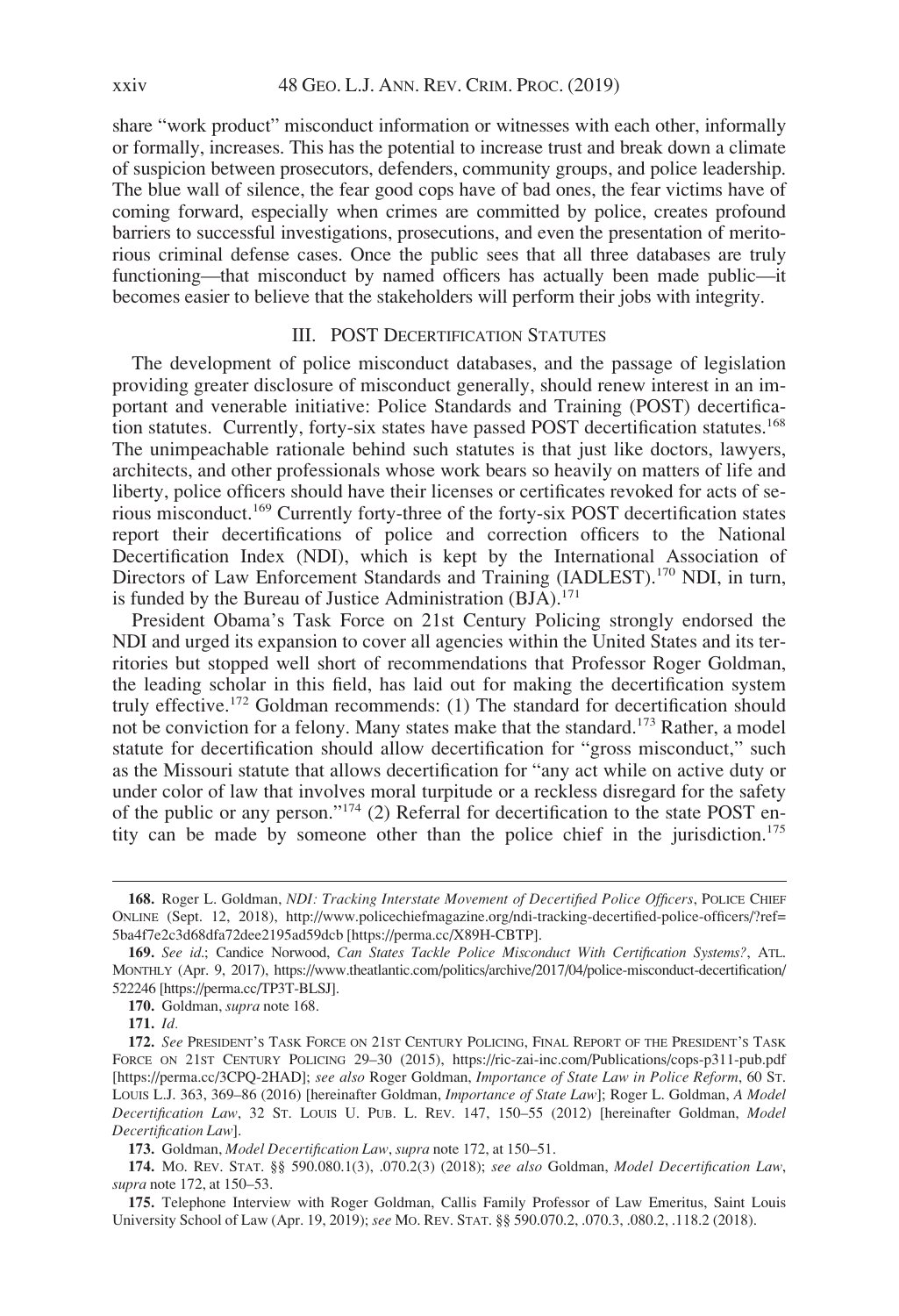share "work product" misconduct information or witnesses with each other, informally or formally, increases. This has the potential to increase trust and break down a climate of suspicion between prosecutors, defenders, community groups, and police leadership. The blue wall of silence, the fear good cops have of bad ones, the fear victims have of coming forward, especially when crimes are committed by police, creates profound barriers to successful investigations, prosecutions, and even the presentation of meritorious criminal defense cases. Once the public sees that all three databases are truly functioning—that misconduct by named officers has actually been made public—it becomes easier to believe that the stakeholders will perform their jobs with integrity.

## III. POST Decertification Statutes

The development of police misconduct databases, and the passage of legislation providing greater disclosure of misconduct generally, should renew interest in an important and venerable initiative: Police Standards and Training (POST) decertification statutes. Currently, forty-six states have passed POST decertification statutes.[168] The unimpeachable rationale behind such statutes is that just like doctors, lawyers, architects, and other professionals whose work bears so heavily on matters of life and liberty, police officers should have their licenses or certificates revoked for acts of serious misconduct.[169] Currently forty-three of the forty-six POST decertification states report their decertifications of police and correction officers to the National Decertification Index (NDI), which is kept by the International Association of Directors of Law Enforcement Standards and Training (IADLEST).[170] NDI, in turn, is funded by the Bureau of Justice Administration (BJA).[171]

President Obama's Task Force on 21st Century Policing strongly endorsed the NDI and urged its expansion to cover all agencies within the United States and its territories but stopped well short of recommendations that Professor Roger Goldman, the leading scholar in this field, has laid out for making the decertification system truly effective.[172] Goldman recommends: (1) The standard for decertification should not be conviction for a felony. Many states make that the standard.[173] Rather, a model statute for decertification should allow decertification for "gross misconduct," such as the Missouri statute that allows decertification for "any act while on active duty or under color of law that involves moral turpitude or a reckless disregard for the safety of the public or any person."[174] (2) Referral for decertification to the state POST entity can be made by someone other than the police chief in the jurisdiction.[175]

---

168. Roger L. Goldman, *NDI: Tracking Interstate Movement of Decertified Police Officers*, Police Chief Online (Sept. 12, 2018), http://www.policechiefmagazine.org/ndi-tracking-decertified-police-officers/?ref=5ba4f7e2c3d68dfa72dee2195ad59dcb [https://perma.cc/X89H-CBTP].

169. *See id.*; Candice Norwood, *Can States Tackle Police Misconduct With Certification Systems?*, Atl. Monthly (Apr. 9, 2017), https://www.theatlantic.com/politics/archive/2017/04/police-misconduct-decertification/522246 [https://perma.cc/TP3T-BLSJ].

170. Goldman, *supra* note 168.

171. *Id.*

172. *See* President's Task Force on 21st Century Policing, Final Report of the President's Task Force on 21st Century Policing 29–30 (2015), https://ric-zai-inc.com/Publications/cops-p311-pub.pdf [https://perma.cc/3CPQ-2HAD]; *see also* Roger Goldman, *Importance of State Law in Police Reform*, 60 St. Louis L.J. 363, 369–86 (2016) [hereinafter Goldman, *Importance of State Law*]; Roger L. Goldman, *A Model Decertification Law*, 32 St. Louis U. Pub. L. Rev. 147, 150–55 (2012) [hereinafter Goldman, *Model Decertification Law*].

173. Goldman, *Model Decertification Law*, *supra* note 172, at 150–51.

174. Mo. Rev. Stat. §§ 590.080.1(3), .070.2(3) (2018); *see also* Goldman, *Model Decertification Law*, *supra* note 172, at 150–53.

175. Telephone Interview with Roger Goldman, Callis Family Professor of Law Emeritus, Saint Louis University School of Law (Apr. 19, 2019); *see* Mo. Rev. Stat. §§ 590.070.2, .070.3, .080.2, .118.2 (2018).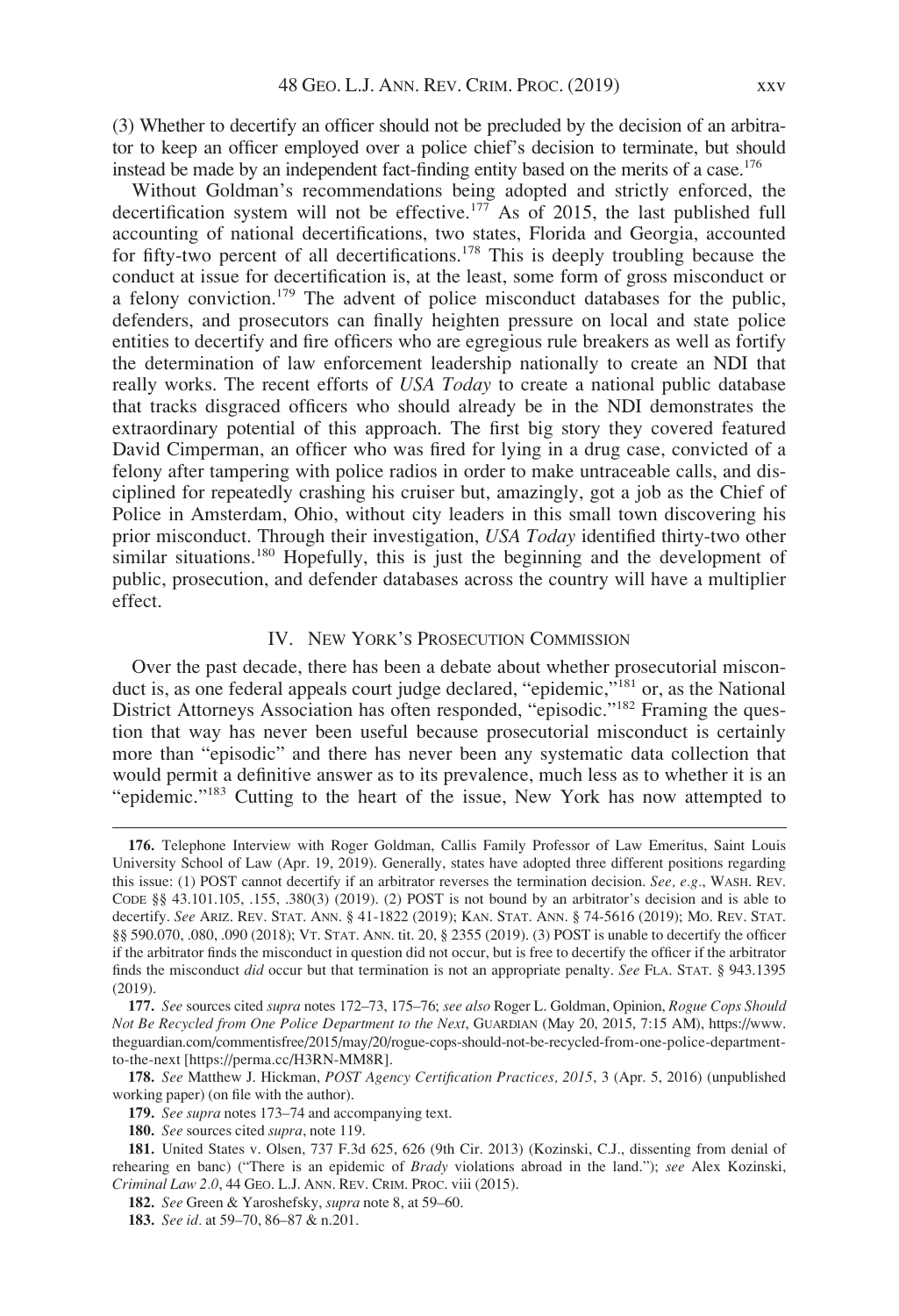(3) Whether to decertify an officer should not be precluded by the decision of an arbitrator to keep an officer employed over a police chief's decision to terminate, but should instead be made by an independent fact-finding entity based on the merits of a case.[176]

Without Goldman's recommendations being adopted and strictly enforced, the decertification system will not be effective.[177] As of 2015, the last published full accounting of national decertifications, two states, Florida and Georgia, accounted for fifty-two percent of all decertifications.[178] This is deeply troubling because the conduct at issue for decertification is, at the least, some form of gross misconduct or a felony conviction.[179] The advent of police misconduct databases for the public, defenders, and prosecutors can finally heighten pressure on local and state police entities to decertify and fire officers who are egregious rule breakers as well as fortify the determination of law enforcement leadership nationally to create an NDI that really works. The recent efforts of *USA Today* to create a national public database that tracks disgraced officers who should already be in the NDI demonstrates the extraordinary potential of this approach. The first big story they covered featured David Cimperman, an officer who was fired for lying in a drug case, convicted of a felony after tampering with police radios in order to make untraceable calls, and disciplined for repeatedly crashing his cruiser but, amazingly, got a job as the Chief of Police in Amsterdam, Ohio, without city leaders in this small town discovering his prior misconduct. Through their investigation, *USA Today* identified thirty-two other similar situations.[180] Hopefully, this is just the beginning and the development of public, prosecution, and defender databases across the country will have a multiplier effect.

## IV. New York's Prosecution Commission

Over the past decade, there has been a debate about whether prosecutorial misconduct is, as one federal appeals court judge declared, "epidemic,"[181] or, as the National District Attorneys Association has often responded, "episodic."[182] Framing the question that way has never been useful because prosecutorial misconduct is certainly more than "episodic" and there has never been any systematic data collection that would permit a definitive answer as to its prevalence, much less as to whether it is an "epidemic."[183] Cutting to the heart of the issue, New York has now attempted to

---

**176.** Telephone Interview with Roger Goldman, Callis Family Professor of Law Emeritus, Saint Louis University School of Law (Apr. 19, 2019). Generally, states have adopted three different positions regarding this issue: (1) POST cannot decertify if an arbitrator reverses the termination decision. *See, e.g.*, WASH. REV. CODE §§ 43.101.105, .155, .380(3) (2019). (2) POST is not bound by an arbitrator's decision and is able to decertify. *See* ARIZ. REV. STAT. ANN. § 41-1822 (2019); KAN. STAT. ANN. § 74-5616 (2019); MO. REV. STAT. §§ 590.070, .080, .090 (2018); VT. STAT. ANN. tit. 20, § 2355 (2019). (3) POST is unable to decertify the officer if the arbitrator finds the misconduct in question did not occur, but is free to decertify the officer if the arbitrator finds the misconduct *did* occur but that termination is not an appropriate penalty. *See* FLA. STAT. § 943.1395 (2019).

**177.** *See* sources cited *supra* notes 172–73, 175–76; *see also* Roger L. Goldman, Opinion, *Rogue Cops Should Not Be Recycled from One Police Department to the Next*, GUARDIAN (May 20, 2015, 7:15 AM), https://www.theguardian.com/commentisfree/2015/may/20/rogue-cops-should-not-be-recycled-from-one-police-department-to-the-next [https://perma.cc/H3RN-MM8R].

**178.** *See* Matthew J. Hickman, *POST Agency Certification Practices, 2015*, 3 (Apr. 5, 2016) (unpublished working paper) (on file with the author).

**179.** *See supra* notes 173–74 and accompanying text.

**180.** *See* sources cited *supra*, note 119.

**181.** United States v. Olsen, 737 F.3d 625, 626 (9th Cir. 2013) (Kozinski, C.J., dissenting from denial of rehearing en banc) ("There is an epidemic of *Brady* violations abroad in the land."); *see* Alex Kozinski, *Criminal Law 2.0*, 44 GEO. L.J. ANN. REV. CRIM. PROC. viii (2015).

**182.** *See* Green & Yaroshefsky, *supra* note 8, at 59–60.

**183.** *See id.* at 59–70, 86–87 & n.201.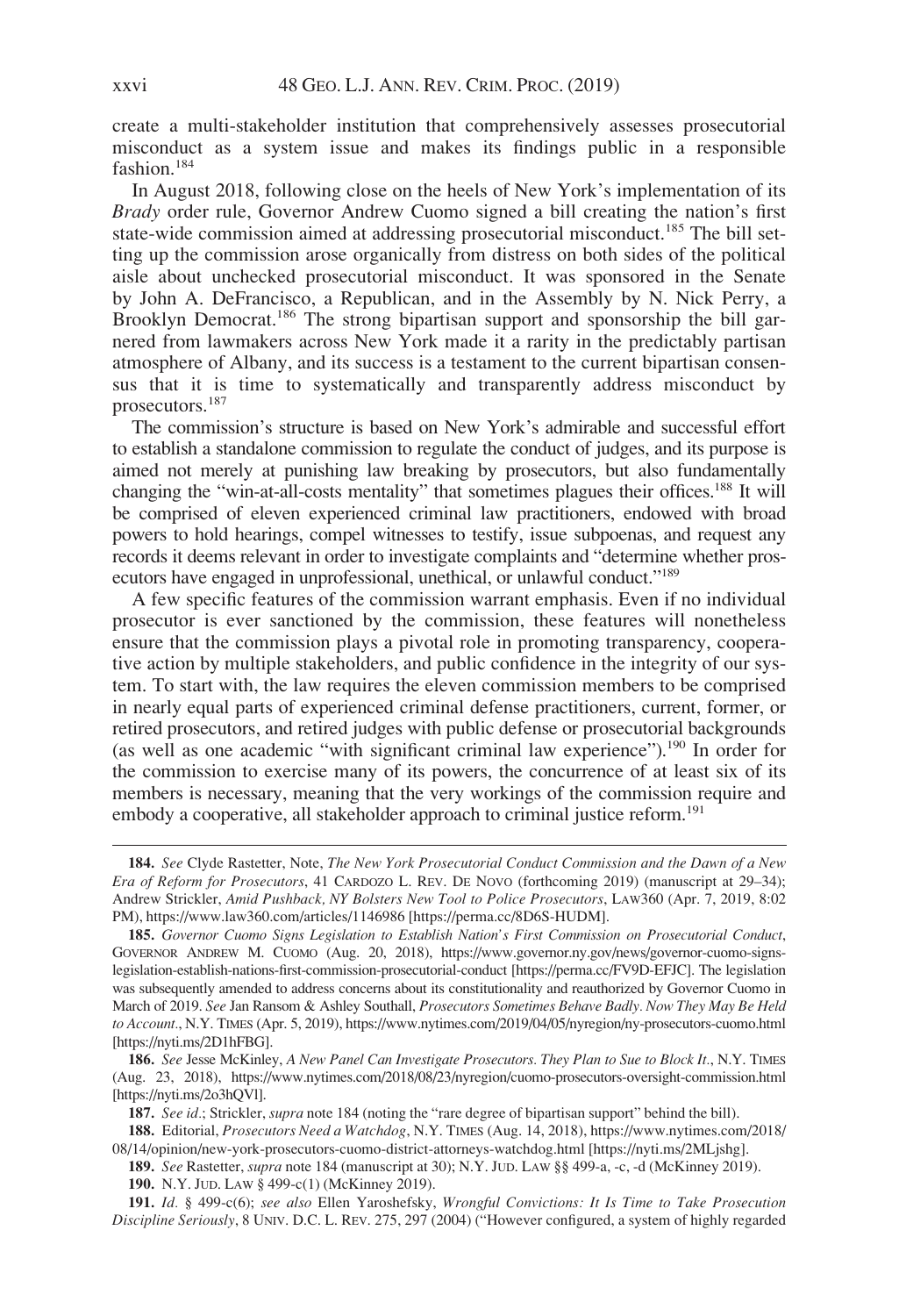create a multi-stakeholder institution that comprehensively assesses prosecutorial misconduct as a system issue and makes its findings public in a responsible fashion.[184]

In August 2018, following close on the heels of New York's implementation of its *Brady* order rule, Governor Andrew Cuomo signed a bill creating the nation's first state-wide commission aimed at addressing prosecutorial misconduct.[185] The bill setting up the commission arose organically from distress on both sides of the political aisle about unchecked prosecutorial misconduct. It was sponsored in the Senate by John A. DeFrancisco, a Republican, and in the Assembly by N. Nick Perry, a Brooklyn Democrat.[186] The strong bipartisan support and sponsorship the bill garnered from lawmakers across New York made it a rarity in the predictably partisan atmosphere of Albany, and its success is a testament to the current bipartisan consensus that it is time to systematically and transparently address misconduct by prosecutors.[187]

The commission's structure is based on New York's admirable and successful effort to establish a standalone commission to regulate the conduct of judges, and its purpose is aimed not merely at punishing law breaking by prosecutors, but also fundamentally changing the "win-at-all-costs mentality" that sometimes plagues their offices.[188] It will be comprised of eleven experienced criminal law practitioners, endowed with broad powers to hold hearings, compel witnesses to testify, issue subpoenas, and request any records it deems relevant in order to investigate complaints and "determine whether prosecutors have engaged in unprofessional, unethical, or unlawful conduct."[189]

A few specific features of the commission warrant emphasis. Even if no individual prosecutor is ever sanctioned by the commission, these features will nonetheless ensure that the commission plays a pivotal role in promoting transparency, cooperative action by multiple stakeholders, and public confidence in the integrity of our system. To start with, the law requires the eleven commission members to be comprised in nearly equal parts of experienced criminal defense practitioners, current, former, or retired prosecutors, and retired judges with public defense or prosecutorial backgrounds (as well as one academic "with significant criminal law experience").[190] In order for the commission to exercise many of its powers, the concurrence of at least six of its members is necessary, meaning that the very workings of the commission require and embody a cooperative, all stakeholder approach to criminal justice reform.[191]

---

184. *See* Clyde Rastetter, Note, *The New York Prosecutorial Conduct Commission and the Dawn of a New Era of Reform for Prosecutors*, 41 CARDOZO L. REV. DE NOVO (forthcoming 2019) (manuscript at 29–34); Andrew Strickler, *Amid Pushback, NY Bolsters New Tool to Police Prosecutors*, LAW360 (Apr. 7, 2019, 8:02 PM), https://www.law360.com/articles/1146986 [https://perma.cc/8D6S-HUDM].

185. *Governor Cuomo Signs Legislation to Establish Nation's First Commission on Prosecutorial Conduct*, GOVERNOR ANDREW M. CUOMO (Aug. 20, 2018), https://www.governor.ny.gov/news/governor-cuomo-signs-legislation-establish-nations-first-commission-prosecutorial-conduct [https://perma.cc/FV9D-EFJC]. The legislation was subsequently amended to address concerns about its constitutionality and reauthorized by Governor Cuomo in March of 2019. *See* Jan Ransom & Ashley Southall, *Prosecutors Sometimes Behave Badly. Now They May Be Held to Account.*, N.Y. TIMES (Apr. 5, 2019), https://www.nytimes.com/2019/04/05/nyregion/ny-prosecutors-cuomo.html [https://nyti.ms/2D1hFBG].

186. *See* Jesse McKinley, *A New Panel Can Investigate Prosecutors. They Plan to Sue to Block It.*, N.Y. TIMES (Aug. 23, 2018), https://www.nytimes.com/2018/08/23/nyregion/cuomo-prosecutors-oversight-commission.html [https://nyti.ms/2o3hQVl].

187. *See id.*; Strickler, *supra* note 184 (noting the "rare degree of bipartisan support" behind the bill).

188. Editorial, *Prosecutors Need a Watchdog*, N.Y. TIMES (Aug. 14, 2018), https://www.nytimes.com/2018/08/14/opinion/new-york-prosecutors-cuomo-district-attorneys-watchdog.html [https://nyti.ms/2MLjshg].

189. *See* Rastetter, *supra* note 184 (manuscript at 30); N.Y. JUD. LAW §§ 499-a, -c, -d (McKinney 2019).

190. N.Y. JUD. LAW § 499-c(1) (McKinney 2019).

191. *Id.* § 499-c(6); *see also* Ellen Yaroshefsky, *Wrongful Convictions: It Is Time to Take Prosecution Discipline Seriously*, 8 UNIV. D.C. L. REV. 275, 297 (2004) ("However configured, a system of highly regarded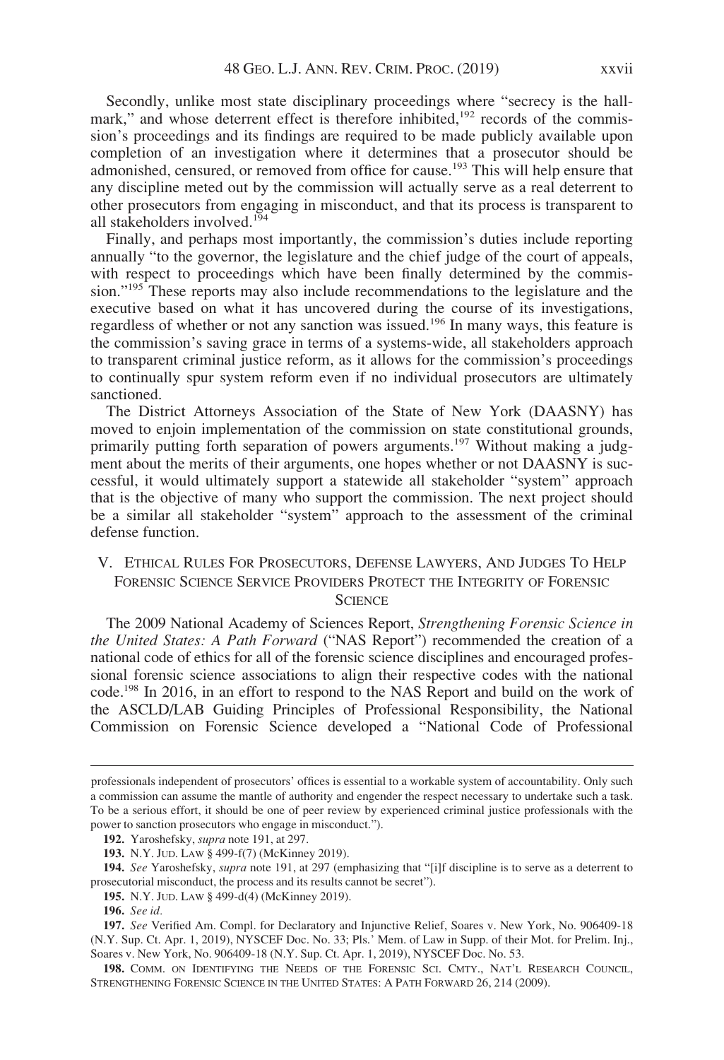Secondly, unlike most state disciplinary proceedings where "secrecy is the hallmark," and whose deterrent effect is therefore inhibited,[192] records of the commission's proceedings and its findings are required to be made publicly available upon completion of an investigation where it determines that a prosecutor should be admonished, censured, or removed from office for cause.[193] This will help ensure that any discipline meted out by the commission will actually serve as a real deterrent to other prosecutors from engaging in misconduct, and that its process is transparent to all stakeholders involved.[194]

Finally, and perhaps most importantly, the commission's duties include reporting annually "to the governor, the legislature and the chief judge of the court of appeals, with respect to proceedings which have been finally determined by the commission."[195] These reports may also include recommendations to the legislature and the executive based on what it has uncovered during the course of its investigations, regardless of whether or not any sanction was issued.[196] In many ways, this feature is the commission's saving grace in terms of a systems-wide, all stakeholders approach to transparent criminal justice reform, as it allows for the commission's proceedings to continually spur system reform even if no individual prosecutors are ultimately sanctioned.

The District Attorneys Association of the State of New York (DAASNY) has moved to enjoin implementation of the commission on state constitutional grounds, primarily putting forth separation of powers arguments.[197] Without making a judgment about the merits of their arguments, one hopes whether or not DAASNY is successful, it would ultimately support a statewide all stakeholder "system" approach that is the objective of many who support the commission. The next project should be a similar all stakeholder "system" approach to the assessment of the criminal defense function.

## V. Ethical Rules For Prosecutors, Defense Lawyers, And Judges To Help Forensic Science Service Providers Protect the Integrity of Forensic Science

The 2009 National Academy of Sciences Report, *Strengthening Forensic Science in the United States: A Path Forward* ("NAS Report") recommended the creation of a national code of ethics for all of the forensic science disciplines and encouraged professional forensic science associations to align their respective codes with the national code.[198] In 2016, in an effort to respond to the NAS Report and build on the work of the ASCLD/LAB Guiding Principles of Professional Responsibility, the National Commission on Forensic Science developed a "National Code of Professional

---

professionals independent of prosecutors' offices is essential to a workable system of accountability. Only such a commission can assume the mantle of authority and engender the respect necessary to undertake such a task. To be a serious effort, it should be one of peer review by experienced criminal justice professionals with the power to sanction prosecutors who engage in misconduct.").

**192.** Yaroshefsky, *supra* note 191, at 297.

**193.** N.Y. Jud. Law § 499-f(7) (McKinney 2019).

**194.** *See* Yaroshefsky, *supra* note 191, at 297 (emphasizing that "[i]f discipline is to serve as a deterrent to prosecutorial misconduct, the process and its results cannot be secret").

**195.** N.Y. Jud. Law § 499-d(4) (McKinney 2019).

**196.** *See id.*

**197.** *See* Verified Am. Compl. for Declaratory and Injunctive Relief, Soares v. New York, No. 906409-18 (N.Y. Sup. Ct. Apr. 1, 2019), NYSCEF Doc. No. 33; Pls.' Mem. of Law in Supp. of their Mot. for Prelim. Inj., Soares v. New York, No. 906409-18 (N.Y. Sup. Ct. Apr. 1, 2019), NYSCEF Doc. No. 53.

**198.** Comm. on Identifying the Needs of the Forensic Sci. Cmty., Nat'l Research Council, Strengthening Forensic Science in the United States: A Path Forward 26, 214 (2009).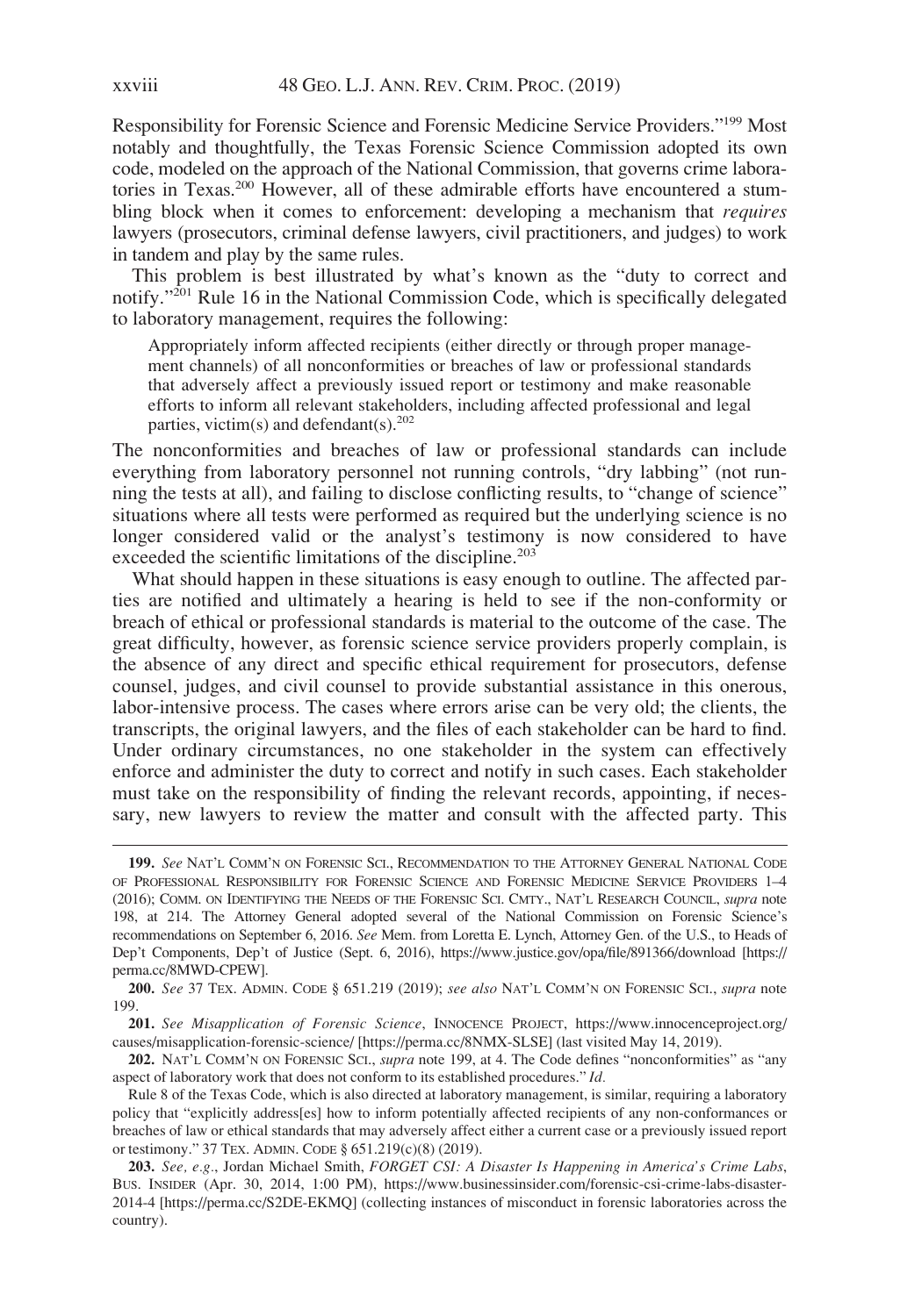Responsibility for Forensic Science and Forensic Medicine Service Providers."[199] Most notably and thoughtfully, the Texas Forensic Science Commission adopted its own code, modeled on the approach of the National Commission, that governs crime laboratories in Texas.[200] However, all of these admirable efforts have encountered a stumbling block when it comes to enforcement: developing a mechanism that *requires* lawyers (prosecutors, criminal defense lawyers, civil practitioners, and judges) to work in tandem and play by the same rules.

This problem is best illustrated by what's known as the "duty to correct and notify."[201] Rule 16 in the National Commission Code, which is specifically delegated to laboratory management, requires the following:

> Appropriately inform affected recipients (either directly or through proper management channels) of all nonconformities or breaches of law or professional standards that adversely affect a previously issued report or testimony and make reasonable efforts to inform all relevant stakeholders, including affected professional and legal parties, victim(s) and defendant(s).[202]

The nonconformities and breaches of law or professional standards can include everything from laboratory personnel not running controls, "dry labbing" (not running the tests at all), and failing to disclose conflicting results, to "change of science" situations where all tests were performed as required but the underlying science is no longer considered valid or the analyst's testimony is now considered to have exceeded the scientific limitations of the discipline.[203]

What should happen in these situations is easy enough to outline. The affected parties are notified and ultimately a hearing is held to see if the non-conformity or breach of ethical or professional standards is material to the outcome of the case. The great difficulty, however, as forensic science service providers properly complain, is the absence of any direct and specific ethical requirement for prosecutors, defense counsel, judges, and civil counsel to provide substantial assistance in this onerous, labor-intensive process. The cases where errors arise can be very old; the clients, the transcripts, the original lawyers, and the files of each stakeholder can be hard to find. Under ordinary circumstances, no one stakeholder in the system can effectively enforce and administer the duty to correct and notify in such cases. Each stakeholder must take on the responsibility of finding the relevant records, appointing, if necessary, new lawyers to review the matter and consult with the affected party. This

---

**199.** *See* NAT'L COMM'N ON FORENSIC SCI., RECOMMENDATION TO THE ATTORNEY GENERAL NATIONAL CODE OF PROFESSIONAL RESPONSIBILITY FOR FORENSIC SCIENCE AND FORENSIC MEDICINE SERVICE PROVIDERS 1–4 (2016); COMM. ON IDENTIFYING THE NEEDS OF THE FORENSIC SCI. CMTY., NAT'L RESEARCH COUNCIL, *supra* note 198, at 214. The Attorney General adopted several of the National Commission on Forensic Science's recommendations on September 6, 2016. *See* Mem. from Loretta E. Lynch, Attorney Gen. of the U.S., to Heads of Dep't Components, Dep't of Justice (Sept. 6, 2016), https://www.justice.gov/opa/file/891366/download [https://perma.cc/8MWD-CPEW].

**200.** *See* 37 TEX. ADMIN. CODE § 651.219 (2019); *see also* NAT'L COMM'N ON FORENSIC SCI., *supra* note 199.

**201.** *See Misapplication of Forensic Science*, INNOCENCE PROJECT, https://www.innocenceproject.org/causes/misapplication-forensic-science/ [https://perma.cc/8NMX-SLSE] (last visited May 14, 2019).

**202.** NAT'L COMM'N ON FORENSIC SCI., *supra* note 199, at 4. The Code defines "nonconformities" as "any aspect of laboratory work that does not conform to its established procedures." *Id.*

Rule 8 of the Texas Code, which is also directed at laboratory management, is similar, requiring a laboratory policy that "explicitly address[es] how to inform potentially affected recipients of any non-conformances or breaches of law or ethical standards that may adversely affect either a current case or a previously issued report or testimony." 37 TEX. ADMIN. CODE § 651.219(c)(8) (2019).

**203.** *See, e.g.*, Jordan Michael Smith, *FORGET CSI: A Disaster Is Happening in America's Crime Labs*, BUS. INSIDER (Apr. 30, 2014, 1:00 PM), https://www.businessinsider.com/forensic-csi-crime-labs-disaster-2014-4 [https://perma.cc/S2DE-EKMQ] (collecting instances of misconduct in forensic laboratories across the country).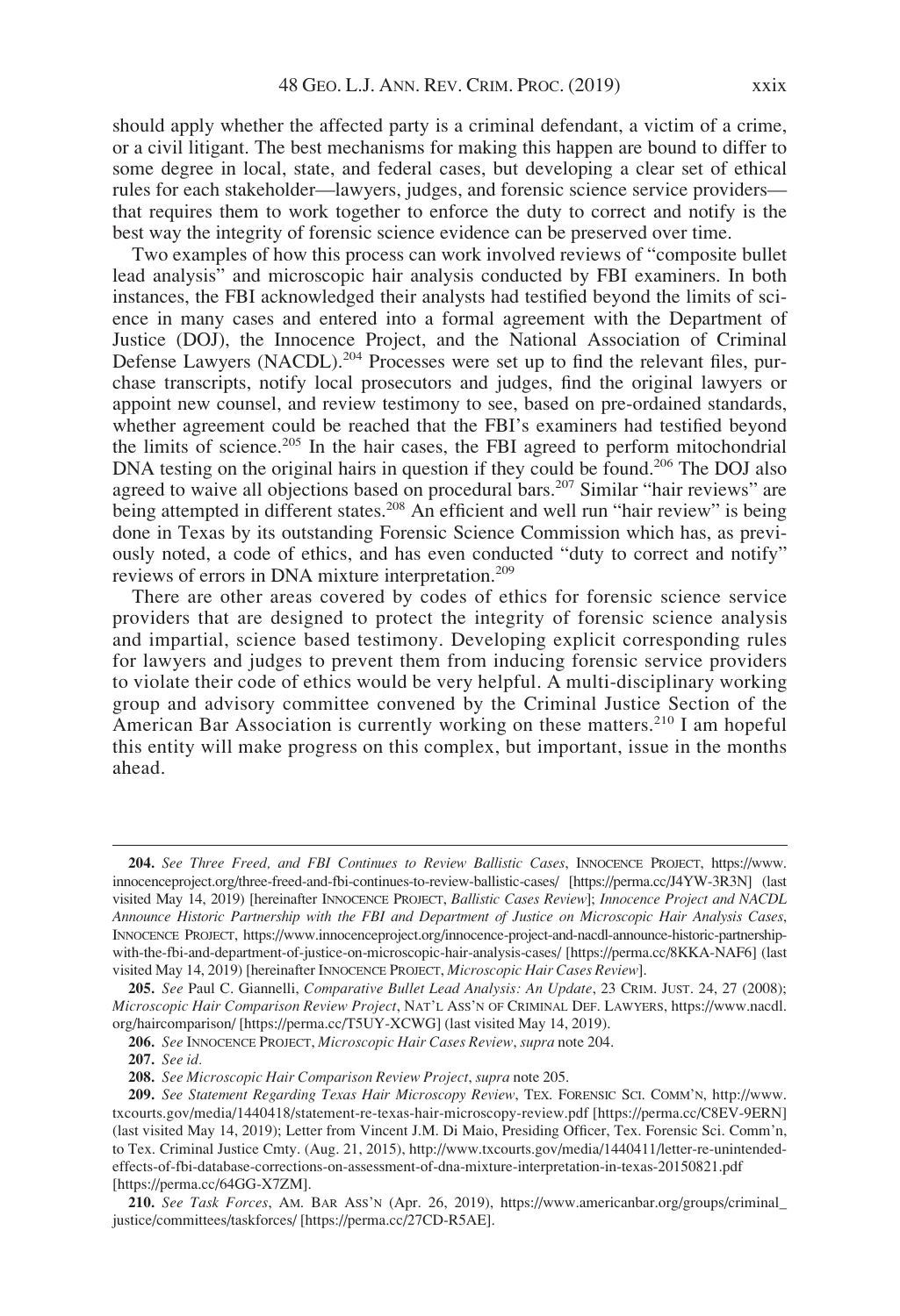should apply whether the affected party is a criminal defendant, a victim of a crime, or a civil litigant. The best mechanisms for making this happen are bound to differ to some degree in local, state, and federal cases, but developing a clear set of ethical rules for each stakeholder—lawyers, judges, and forensic science service providers—that requires them to work together to enforce the duty to correct and notify is the best way the integrity of forensic science evidence can be preserved over time.

Two examples of how this process can work involved reviews of "composite bullet lead analysis" and microscopic hair analysis conducted by FBI examiners. In both instances, the FBI acknowledged their analysts had testified beyond the limits of science in many cases and entered into a formal agreement with the Department of Justice (DOJ), the Innocence Project, and the National Association of Criminal Defense Lawyers (NACDL).[204] Processes were set up to find the relevant files, purchase transcripts, notify local prosecutors and judges, find the original lawyers or appoint new counsel, and review testimony to see, based on pre-ordained standards, whether agreement could be reached that the FBI's examiners had testified beyond the limits of science.[205] In the hair cases, the FBI agreed to perform mitochondrial DNA testing on the original hairs in question if they could be found.[206] The DOJ also agreed to waive all objections based on procedural bars.[207] Similar "hair reviews" are being attempted in different states.[208] An efficient and well run "hair review" is being done in Texas by its outstanding Forensic Science Commission which has, as previously noted, a code of ethics, and has even conducted "duty to correct and notify" reviews of errors in DNA mixture interpretation.[209]

There are other areas covered by codes of ethics for forensic science service providers that are designed to protect the integrity of forensic science analysis and impartial, science based testimony. Developing explicit corresponding rules for lawyers and judges to prevent them from inducing forensic service providers to violate their code of ethics would be very helpful. A multi-disciplinary working group and advisory committee convened by the Criminal Justice Section of the American Bar Association is currently working on these matters.[210] I am hopeful this entity will make progress on this complex, but important, issue in the months ahead.

---

**204.** *See Three Freed, and FBI Continues to Review Ballistic Cases*, INNOCENCE PROJECT, https://www.innocenceproject.org/three-freed-and-fbi-continues-to-review-ballistic-cases/ [https://perma.cc/J4YW-3R3N] (last visited May 14, 2019) [hereinafter INNOCENCE PROJECT, *Ballistic Cases Review*]; *Innocence Project and NACDL Announce Historic Partnership with the FBI and Department of Justice on Microscopic Hair Analysis Cases*, INNOCENCE PROJECT, https://www.innocenceproject.org/innocence-project-and-nacdl-announce-historic-partnership-with-the-fbi-and-department-of-justice-on-microscopic-hair-analysis-cases/ [https://perma.cc/8KKA-NAF6] (last visited May 14, 2019) [hereinafter INNOCENCE PROJECT, *Microscopic Hair Cases Review*].

**205.** *See* Paul C. Giannelli, *Comparative Bullet Lead Analysis: An Update*, 23 CRIM. JUST. 24, 27 (2008); *Microscopic Hair Comparison Review Project*, NAT'L ASS'N OF CRIMINAL DEF. LAWYERS, https://www.nacdl.org/haircomparison/ [https://perma.cc/T5UY-XCWG] (last visited May 14, 2019).

**206.** *See* INNOCENCE PROJECT, *Microscopic Hair Cases Review*, *supra* note 204.

**207.** *See id.*

**208.** *See Microscopic Hair Comparison Review Project*, *supra* note 205.

**209.** *See Statement Regarding Texas Hair Microscopy Review*, TEX. FORENSIC SCI. COMM'N, http://www.txcourts.gov/media/1440418/statement-re-texas-hair-microscopy-review.pdf [https://perma.cc/C8EV-9ERN] (last visited May 14, 2019); Letter from Vincent J.M. Di Maio, Presiding Officer, Tex. Forensic Sci. Comm'n, to Tex. Criminal Justice Cmty. (Aug. 21, 2015), http://www.txcourts.gov/media/1440411/letter-re-unintended-effects-of-fbi-database-corrections-on-assessment-of-dna-mixture-interpretation-in-texas-20150821.pdf [https://perma.cc/64GG-X7ZM].

**210.** *See Task Forces*, AM. BAR ASS'N (Apr. 26, 2019), https://www.americanbar.org/groups/criminal_justice/committees/taskforces/ [https://perma.cc/27CD-R5AE].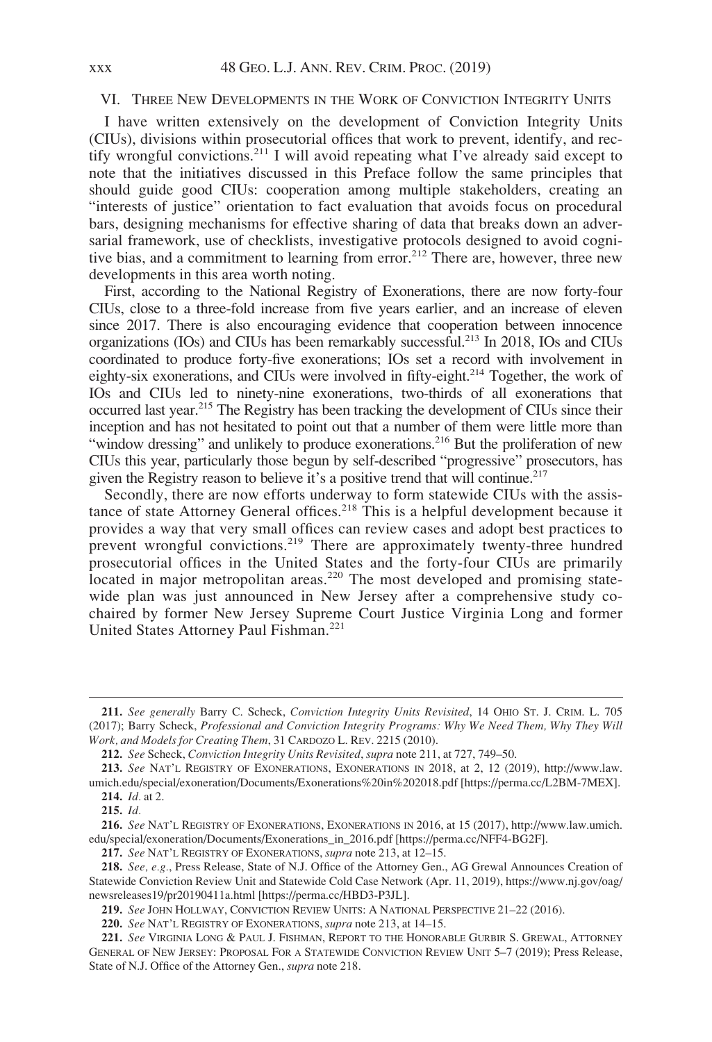## VI. Three New Developments in the Work of Conviction Integrity Units

I have written extensively on the development of Conviction Integrity Units (CIUs), divisions within prosecutorial offices that work to prevent, identify, and rectify wrongful convictions.[211] I will avoid repeating what I've already said except to note that the initiatives discussed in this Preface follow the same principles that should guide good CIUs: cooperation among multiple stakeholders, creating an "interests of justice" orientation to fact evaluation that avoids focus on procedural bars, designing mechanisms for effective sharing of data that breaks down an adversarial framework, use of checklists, investigative protocols designed to avoid cognitive bias, and a commitment to learning from error.[212] There are, however, three new developments in this area worth noting.

First, according to the National Registry of Exonerations, there are now forty-four CIUs, close to a three-fold increase from five years earlier, and an increase of eleven since 2017. There is also encouraging evidence that cooperation between innocence organizations (IOs) and CIUs has been remarkably successful.[213] In 2018, IOs and CIUs coordinated to produce forty-five exonerations; IOs set a record with involvement in eighty-six exonerations, and CIUs were involved in fifty-eight.[214] Together, the work of IOs and CIUs led to ninety-nine exonerations, two-thirds of all exonerations that occurred last year.[215] The Registry has been tracking the development of CIUs since their inception and has not hesitated to point out that a number of them were little more than "window dressing" and unlikely to produce exonerations.[216] But the proliferation of new CIUs this year, particularly those begun by self-described "progressive" prosecutors, has given the Registry reason to believe it's a positive trend that will continue.[217]

Secondly, there are now efforts underway to form statewide CIUs with the assistance of state Attorney General offices.[218] This is a helpful development because it provides a way that very small offices can review cases and adopt best practices to prevent wrongful convictions.[219] There are approximately twenty-three hundred prosecutorial offices in the United States and the forty-four CIUs are primarily located in major metropolitan areas.[220] The most developed and promising statewide plan was just announced in New Jersey after a comprehensive study co-chaired by former New Jersey Supreme Court Justice Virginia Long and former United States Attorney Paul Fishman.[221]

---

**211.** *See generally* Barry C. Scheck, *Conviction Integrity Units Revisited*, 14 Ohio St. J. Crim. L. 705 (2017); Barry Scheck, *Professional and Conviction Integrity Programs: Why We Need Them, Why They Will Work, and Models for Creating Them*, 31 Cardozo L. Rev. 2215 (2010).

**212.** *See* Scheck, *Conviction Integrity Units Revisited*, *supra* note 211, at 727, 749–50.

**213.** *See* Nat'l Registry of Exonerations, Exonerations in 2018, at 2, 12 (2019), http://www.law.umich.edu/special/exoneration/Documents/Exonerations%20in%202018.pdf [https://perma.cc/L2BM-7MEX].

**214.** *Id.* at 2.

**215.** *Id.*

**216.** *See* Nat'l Registry of Exonerations, Exonerations in 2016, at 15 (2017), http://www.law.umich.edu/special/exoneration/Documents/Exonerations_in_2016.pdf [https://perma.cc/NFF4-BG2F].

**217.** *See* Nat'l Registry of Exonerations, *supra* note 213, at 12–15.

**218.** *See, e.g.*, Press Release, State of N.J. Office of the Attorney Gen., AG Grewal Announces Creation of Statewide Conviction Review Unit and Statewide Cold Case Network (Apr. 11, 2019), https://www.nj.gov/oag/newsreleases19/pr20190411a.html [https://perma.cc/HBD3-P3JL].

**219.** *See* John Hollway, Conviction Review Units: A National Perspective 21–22 (2016).

**220.** *See* Nat'l Registry of Exonerations, *supra* note 213, at 14–15.

**221.** *See* Virginia Long & Paul J. Fishman, Report to the Honorable Gurbir S. Grewal, Attorney General of New Jersey: Proposal For a Statewide Conviction Review Unit 5–7 (2019); Press Release, State of N.J. Office of the Attorney Gen., *supra* note 218.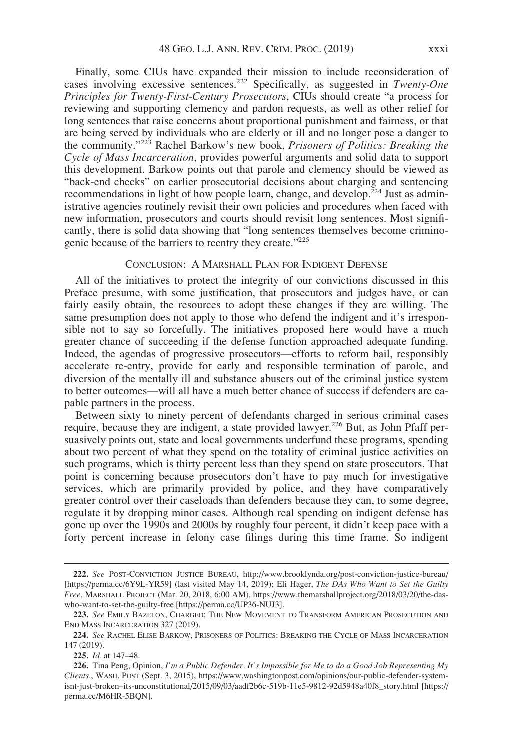Finally, some CIUs have expanded their mission to include reconsideration of cases involving excessive sentences.[222] Specifically, as suggested in *Twenty-One Principles for Twenty-First-Century Prosecutors*, CIUs should create "a process for reviewing and supporting clemency and pardon requests, as well as other relief for long sentences that raise concerns about proportional punishment and fairness, or that are being served by individuals who are elderly or ill and no longer pose a danger to the community."[223] Rachel Barkow's new book, *Prisoners of Politics: Breaking the Cycle of Mass Incarceration*, provides powerful arguments and solid data to support this development. Barkow points out that parole and clemency should be viewed as "back-end checks" on earlier prosecutorial decisions about charging and sentencing recommendations in light of how people learn, change, and develop.[224] Just as administrative agencies routinely revisit their own policies and procedures when faced with new information, prosecutors and courts should revisit long sentences. Most significantly, there is solid data showing that "long sentences themselves become criminogenic because of the barriers to reentry they create."[225]

## CONCLUSION: A MARSHALL PLAN FOR INDIGENT DEFENSE

All of the initiatives to protect the integrity of our convictions discussed in this Preface presume, with some justification, that prosecutors and judges have, or can fairly easily obtain, the resources to adopt these changes if they are willing. The same presumption does not apply to those who defend the indigent and it's irresponsible not to say so forcefully. The initiatives proposed here would have a much greater chance of succeeding if the defense function approached adequate funding. Indeed, the agendas of progressive prosecutors—efforts to reform bail, responsibly accelerate re-entry, provide for early and responsible termination of parole, and diversion of the mentally ill and substance abusers out of the criminal justice system to better outcomes—will all have a much better chance of success if defenders are capable partners in the process.

Between sixty to ninety percent of defendants charged in serious criminal cases require, because they are indigent, a state provided lawyer.[226] But, as John Pfaff persuasively points out, state and local governments underfund these programs, spending about two percent of what they spend on the totality of criminal justice activities on such programs, which is thirty percent less than they spend on state prosecutors. That point is concerning because prosecutors don't have to pay much for investigative services, which are primarily provided by police, and they have comparatively greater control over their caseloads than defenders because they can, to some degree, regulate it by dropping minor cases. Although real spending on indigent defense has gone up over the 1990s and 2000s by roughly four percent, it didn't keep pace with a forty percent increase in felony case filings during this time frame. So indigent

---

222. *See* POST-CONVICTION JUSTICE BUREAU, http://www.brooklynda.org/post-conviction-justice-bureau/ [https://perma.cc/6Y9L-YR59] (last visited May 14, 2019); Eli Hager, *The DAs Who Want to Set the Guilty Free*, MARSHALL PROJECT (Mar. 20, 2018, 6:00 AM), https://www.themarshallproject.org/2018/03/20/the-das-who-want-to-set-the-guilty-free [https://perma.cc/UP36-NUJ3].

223. *See* EMILY BAZELON, CHARGED: THE NEW MOVEMENT TO TRANSFORM AMERICAN PROSECUTION AND END MASS INCARCERATION 327 (2019).

224. *See* RACHEL ELISE BARKOW, PRISONERS OF POLITICS: BREAKING THE CYCLE OF MASS INCARCERATION 147 (2019).

225. *Id.* at 147–48.

226. Tina Peng, Opinion, *I'm a Public Defender. It's Impossible for Me to do a Good Job Representing My Clients.*, WASH. POST (Sept. 3, 2015), https://www.washingtonpost.com/opinions/our-public-defender-system-isnt-just-broken–its-unconstitutional/2015/09/03/aadf2b6c-519b-11e5-9812-92d5948a40f8_story.html [https://perma.cc/M6HR-5BQN].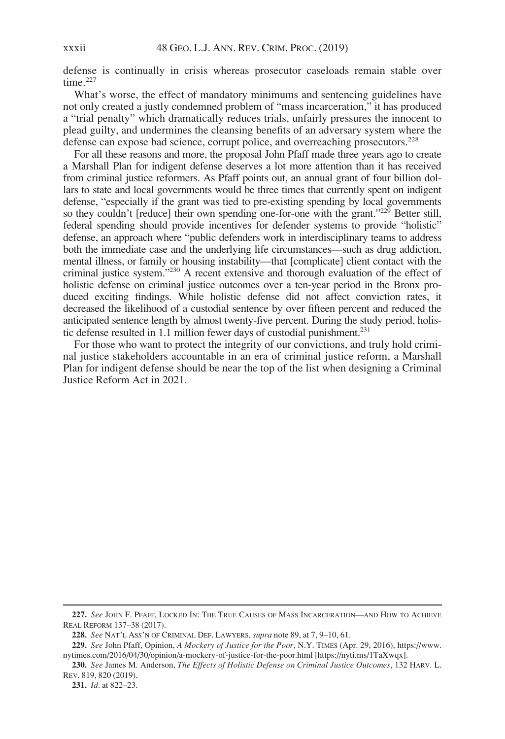defense is continually in crisis whereas prosecutor caseloads remain stable over time.[227]

What's worse, the effect of mandatory minimums and sentencing guidelines have not only created a justly condemned problem of "mass incarceration," it has produced a "trial penalty" which dramatically reduces trials, unfairly pressures the innocent to plead guilty, and undermines the cleansing benefits of an adversary system where the defense can expose bad science, corrupt police, and overreaching prosecutors.[228]

For all these reasons and more, the proposal John Pfaff made three years ago to create a Marshall Plan for indigent defense deserves a lot more attention than it has received from criminal justice reformers. As Pfaff points out, an annual grant of four billion dollars to state and local governments would be three times that currently spent on indigent defense, "especially if the grant was tied to pre-existing spending by local governments so they couldn't [reduce] their own spending one-for-one with the grant."[229] Better still, federal spending should provide incentives for defender systems to provide "holistic" defense, an approach where "public defenders work in interdisciplinary teams to address both the immediate case and the underlying life circumstances—such as drug addiction, mental illness, or family or housing instability—that [complicate] client contact with the criminal justice system."[230] A recent extensive and thorough evaluation of the effect of holistic defense on criminal justice outcomes over a ten-year period in the Bronx produced exciting findings. While holistic defense did not affect conviction rates, it decreased the likelihood of a custodial sentence by over fifteen percent and reduced the anticipated sentence length by almost twenty-five percent. During the study period, holistic defense resulted in 1.1 million fewer days of custodial punishment.[231]

For those who want to protect the integrity of our convictions, and truly hold criminal justice stakeholders accountable in an era of criminal justice reform, a Marshall Plan for indigent defense should be near the top of the list when designing a Criminal Justice Reform Act in 2021.

---

**227.** *See* JOHN F. PFAFF, LOCKED IN: THE TRUE CAUSES OF MASS INCARCERATION—AND HOW TO ACHIEVE REAL REFORM 137–38 (2017).

**228.** *See* NAT'L ASS'N OF CRIMINAL DEF. LAWYERS, *supra* note 89, at 7, 9–10, 61.

**229.** *See* John Pfaff, Opinion, *A Mockery of Justice for the Poor*, N.Y. TIMES (Apr. 29, 2016), https://www.nytimes.com/2016/04/30/opinion/a-mockery-of-justice-for-the-poor.html [https://nyti.ms/1TaXwqx].

**230.** *See* James M. Anderson, *The Effects of Holistic Defense on Criminal Justice Outcomes*, 132 HARV. L. REV. 819, 820 (2019).

**231.** *Id.* at 822–23.